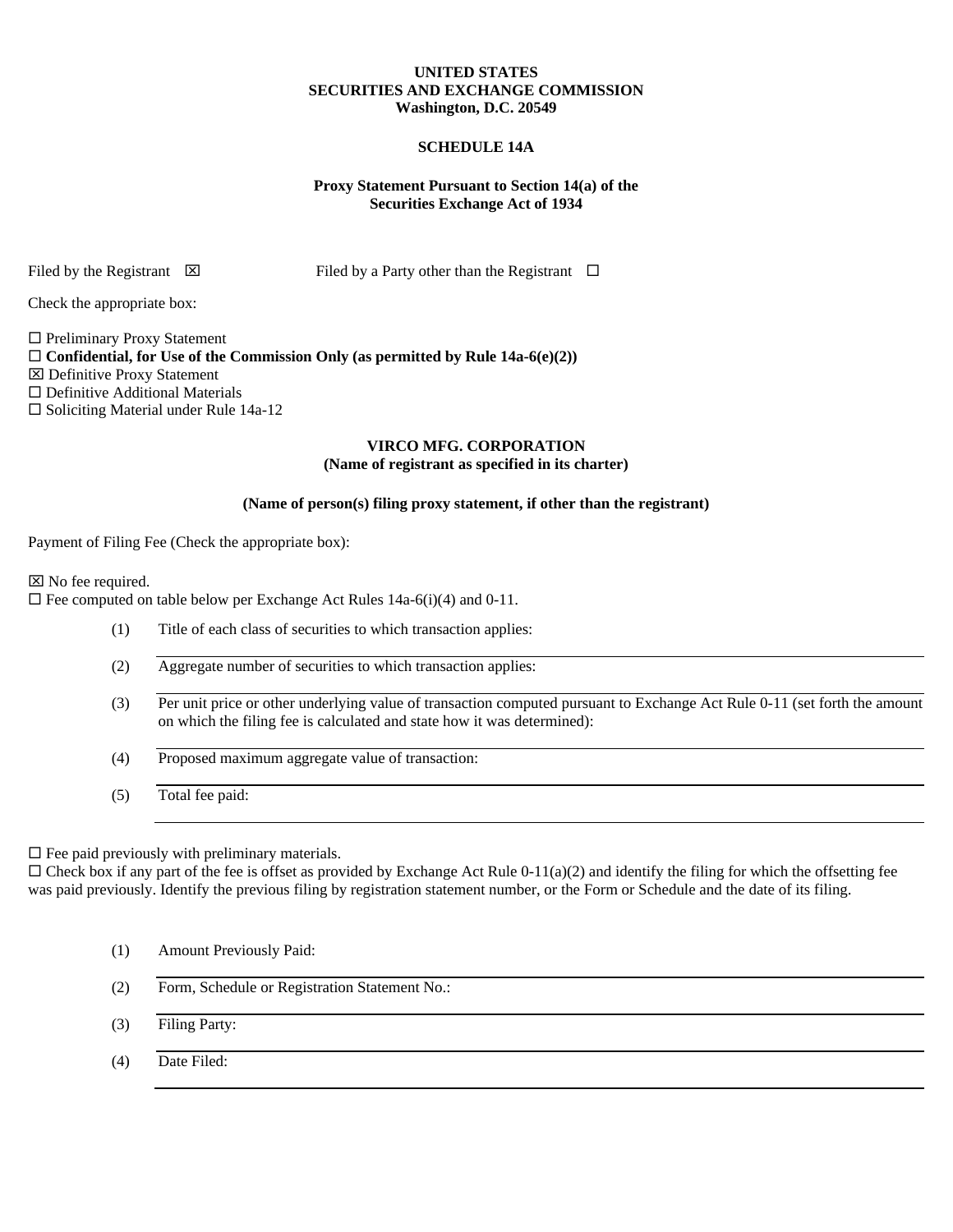**UNITED STATES**
**SECURITIES AND EXCHANGE COMMISSION**
**Washington, D.C. 20549**

**SCHEDULE 14A**

**Proxy Statement Pursuant to Section 14(a) of the**
**Securities Exchange Act of 1934**

Filed by the Registrant ☒ Filed by a Party other than the Registrant ☐

Check the appropriate box:

☐ Preliminary Proxy Statement
☐ **Confidential, for Use of the Commission Only (as permitted by Rule 14a-6(e)(2))**
☒ Definitive Proxy Statement
☐ Definitive Additional Materials
☐ Soliciting Material under Rule 14a-12

**VIRCO MFG. CORPORATION**
**(Name of registrant as specified in its charter)**

**(Name of person(s) filing proxy statement, if other than the registrant)**

Payment of Filing Fee (Check the appropriate box):

☒ No fee required.
☐ Fee computed on table below per Exchange Act Rules 14a-6(i)(4) and 0-11.

(1) Title of each class of securities to which transaction applies:

(2) Aggregate number of securities to which transaction applies:

(3) Per unit price or other underlying value of transaction computed pursuant to Exchange Act Rule 0-11 (set forth the amount on which the filing fee is calculated and state how it was determined):

(4) Proposed maximum aggregate value of transaction:

(5) Total fee paid:

☐ Fee paid previously with preliminary materials.
☐ Check box if any part of the fee is offset as provided by Exchange Act Rule 0-11(a)(2) and identify the filing for which the offsetting fee was paid previously. Identify the previous filing by registration statement number, or the Form or Schedule and the date of its filing.

(1) Amount Previously Paid:

(2) Form, Schedule or Registration Statement No.:

(3) Filing Party:

(4) Date Filed: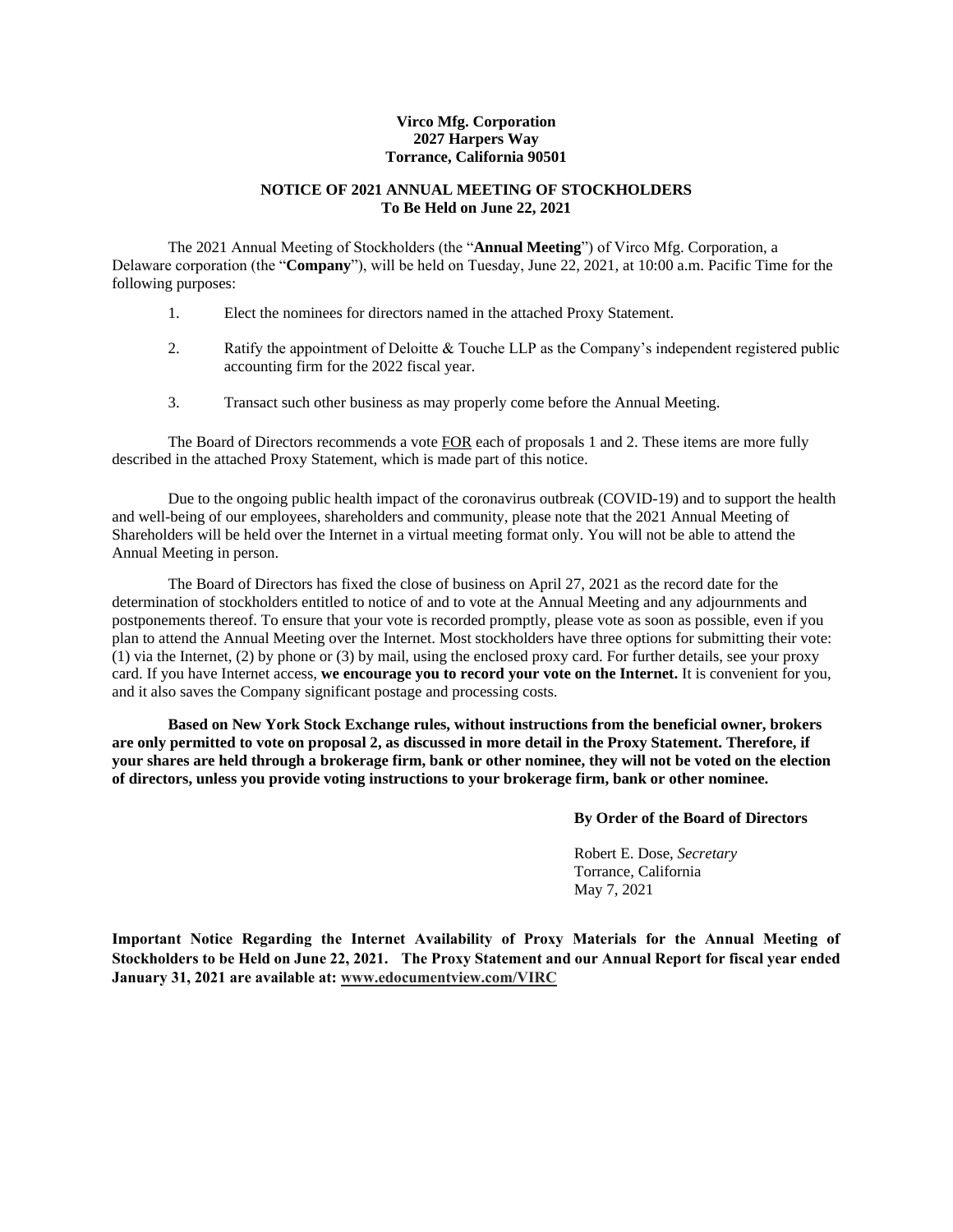**Virco Mfg. Corporation**
**2027 Harpers Way**
**Torrance, California 90501**

## NOTICE OF 2021 ANNUAL MEETING OF STOCKHOLDERS
**To Be Held on June 22, 2021**

The 2021 Annual Meeting of Stockholders (the "**Annual Meeting**") of Virco Mfg. Corporation, a Delaware corporation (the "**Company**"), will be held on Tuesday, June 22, 2021, at 10:00 a.m. Pacific Time for the following purposes:

1. Elect the nominees for directors named in the attached Proxy Statement.
2. Ratify the appointment of Deloitte & Touche LLP as the Company's independent registered public accounting firm for the 2022 fiscal year.
3. Transact such other business as may properly come before the Annual Meeting.

The Board of Directors recommends a vote FOR each of proposals 1 and 2. These items are more fully described in the attached Proxy Statement, which is made part of this notice.

Due to the ongoing public health impact of the coronavirus outbreak (COVID-19) and to support the health and well-being of our employees, shareholders and community, please note that the 2021 Annual Meeting of Shareholders will be held over the Internet in a virtual meeting format only. You will not be able to attend the Annual Meeting in person.

The Board of Directors has fixed the close of business on April 27, 2021 as the record date for the determination of stockholders entitled to notice of and to vote at the Annual Meeting and any adjournments and postponements thereof. To ensure that your vote is recorded promptly, please vote as soon as possible, even if you plan to attend the Annual Meeting over the Internet. Most stockholders have three options for submitting their vote: (1) via the Internet, (2) by phone or (3) by mail, using the enclosed proxy card. For further details, see your proxy card. If you have Internet access, **we encourage you to record your vote on the Internet.** It is convenient for you, and it also saves the Company significant postage and processing costs.

**Based on New York Stock Exchange rules, without instructions from the beneficial owner, brokers are only permitted to vote on proposal 2, as discussed in more detail in the Proxy Statement. Therefore, if your shares are held through a brokerage firm, bank or other nominee, they will not be voted on the election of directors, unless you provide voting instructions to your brokerage firm, bank or other nominee.**

**By Order of the Board of Directors**

Robert E. Dose, *Secretary*
Torrance, California
May 7, 2021

**Important Notice Regarding the Internet Availability of Proxy Materials for the Annual Meeting of Stockholders to be Held on June 22, 2021. The Proxy Statement and our Annual Report for fiscal year ended January 31, 2021 are available at: www.edocumentview.com/VIRC**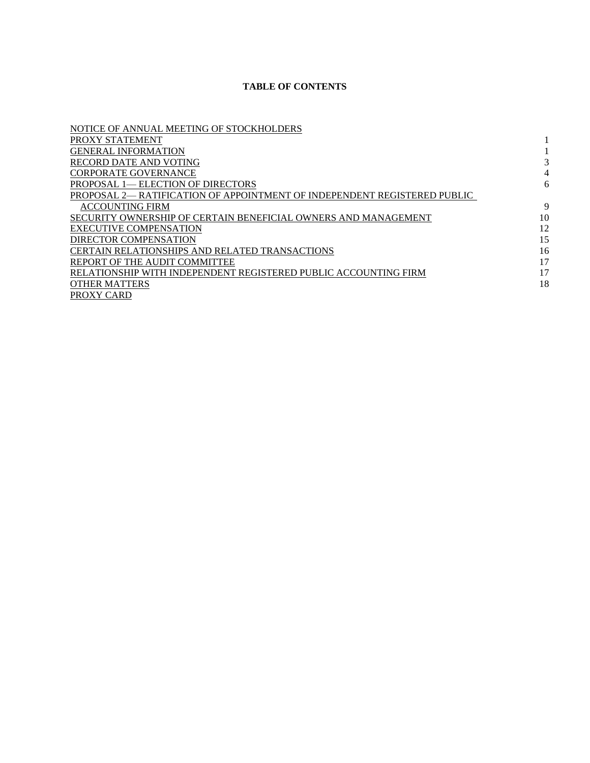**TABLE OF CONTENTS**

| | |
|---|---|
| NOTICE OF ANNUAL MEETING OF STOCKHOLDERS | |
| PROXY STATEMENT | 1 |
| GENERAL INFORMATION | 1 |
| RECORD DATE AND VOTING | 3 |
| CORPORATE GOVERNANCE | 4 |
| PROPOSAL 1— ELECTION OF DIRECTORS | 6 |
| PROPOSAL 2— RATIFICATION OF APPOINTMENT OF INDEPENDENT REGISTERED PUBLIC ACCOUNTING FIRM | 9 |
| SECURITY OWNERSHIP OF CERTAIN BENEFICIAL OWNERS AND MANAGEMENT | 10 |
| EXECUTIVE COMPENSATION | 12 |
| DIRECTOR COMPENSATION | 15 |
| CERTAIN RELATIONSHIPS AND RELATED TRANSACTIONS | 16 |
| REPORT OF THE AUDIT COMMITTEE | 17 |
| RELATIONSHIP WITH INDEPENDENT REGISTERED PUBLIC ACCOUNTING FIRM | 17 |
| OTHER MATTERS | 18 |
| PROXY CARD | |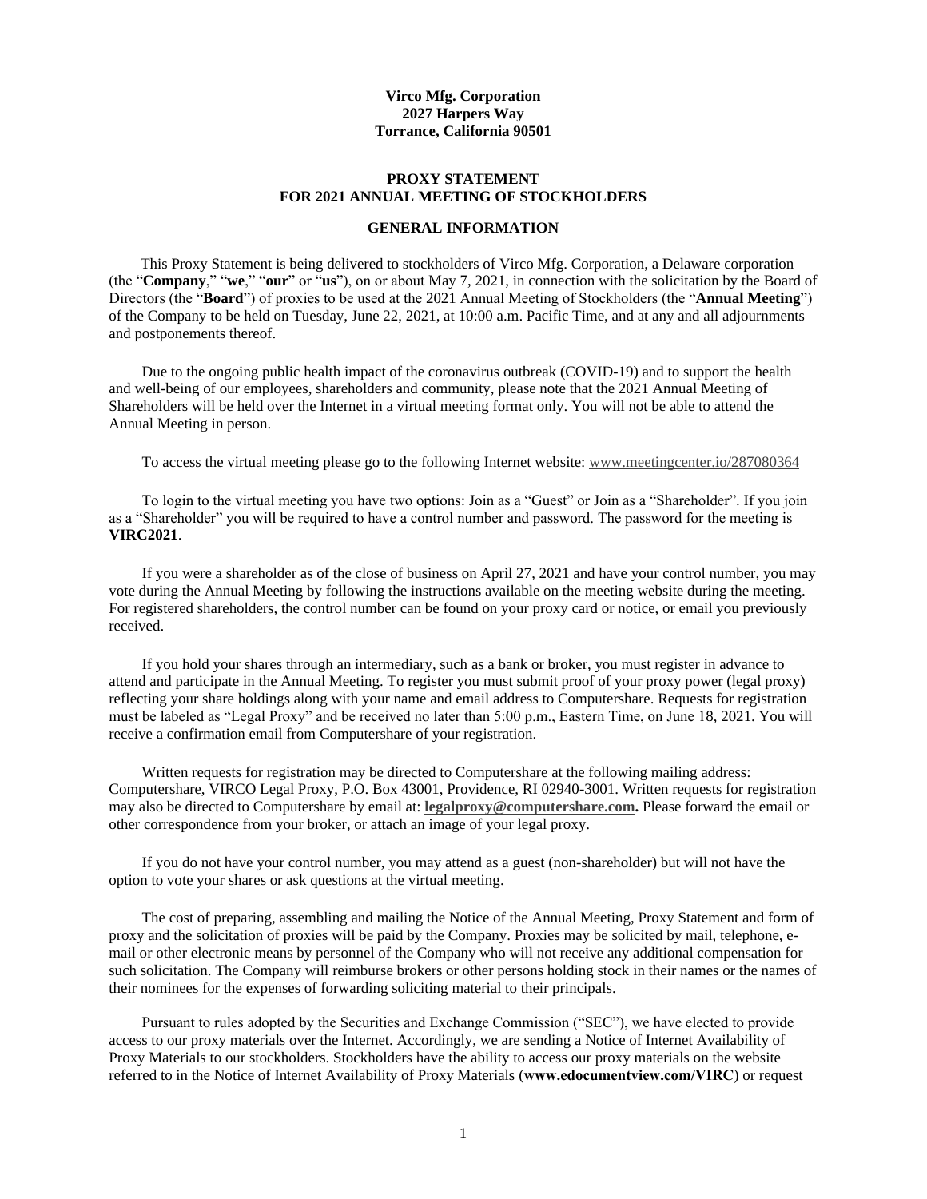**Virco Mfg. Corporation**
**2027 Harpers Way**
**Torrance, California 90501**

# PROXY STATEMENT FOR 2021 ANNUAL MEETING OF STOCKHOLDERS

## GENERAL INFORMATION

This Proxy Statement is being delivered to stockholders of Virco Mfg. Corporation, a Delaware corporation (the "**Company**," "**we**," "**our**" or "**us**"), on or about May 7, 2021, in connection with the solicitation by the Board of Directors (the "**Board**") of proxies to be used at the 2021 Annual Meeting of Stockholders (the "**Annual Meeting**") of the Company to be held on Tuesday, June 22, 2021, at 10:00 a.m. Pacific Time, and at any and all adjournments and postponements thereof.

Due to the ongoing public health impact of the coronavirus outbreak (COVID-19) and to support the health and well-being of our employees, shareholders and community, please note that the 2021 Annual Meeting of Shareholders will be held over the Internet in a virtual meeting format only. You will not be able to attend the Annual Meeting in person.

To access the virtual meeting please go to the following Internet website: www.meetingcenter.io/287080364

To login to the virtual meeting you have two options: Join as a "Guest" or Join as a "Shareholder". If you join as a "Shareholder" you will be required to have a control number and password. The password for the meeting is **VIRC2021**.

If you were a shareholder as of the close of business on April 27, 2021 and have your control number, you may vote during the Annual Meeting by following the instructions available on the meeting website during the meeting. For registered shareholders, the control number can be found on your proxy card or notice, or email you previously received.

If you hold your shares through an intermediary, such as a bank or broker, you must register in advance to attend and participate in the Annual Meeting. To register you must submit proof of your proxy power (legal proxy) reflecting your share holdings along with your name and email address to Computershare. Requests for registration must be labeled as "Legal Proxy" and be received no later than 5:00 p.m., Eastern Time, on June 18, 2021. You will receive a confirmation email from Computershare of your registration.

Written requests for registration may be directed to Computershare at the following mailing address: Computershare, VIRCO Legal Proxy, P.O. Box 43001, Providence, RI 02940-3001. Written requests for registration may also be directed to Computershare by email at: **legalproxy@computershare.com.** Please forward the email or other correspondence from your broker, or attach an image of your legal proxy.

If you do not have your control number, you may attend as a guest (non-shareholder) but will not have the option to vote your shares or ask questions at the virtual meeting.

The cost of preparing, assembling and mailing the Notice of the Annual Meeting, Proxy Statement and form of proxy and the solicitation of proxies will be paid by the Company. Proxies may be solicited by mail, telephone, e-mail or other electronic means by personnel of the Company who will not receive any additional compensation for such solicitation. The Company will reimburse brokers or other persons holding stock in their names or the names of their nominees for the expenses of forwarding soliciting material to their principals.

Pursuant to rules adopted by the Securities and Exchange Commission ("SEC"), we have elected to provide access to our proxy materials over the Internet. Accordingly, we are sending a Notice of Internet Availability of Proxy Materials to our stockholders. Stockholders have the ability to access our proxy materials on the website referred to in the Notice of Internet Availability of Proxy Materials (**www.edocumentview.com/VIRC**) or request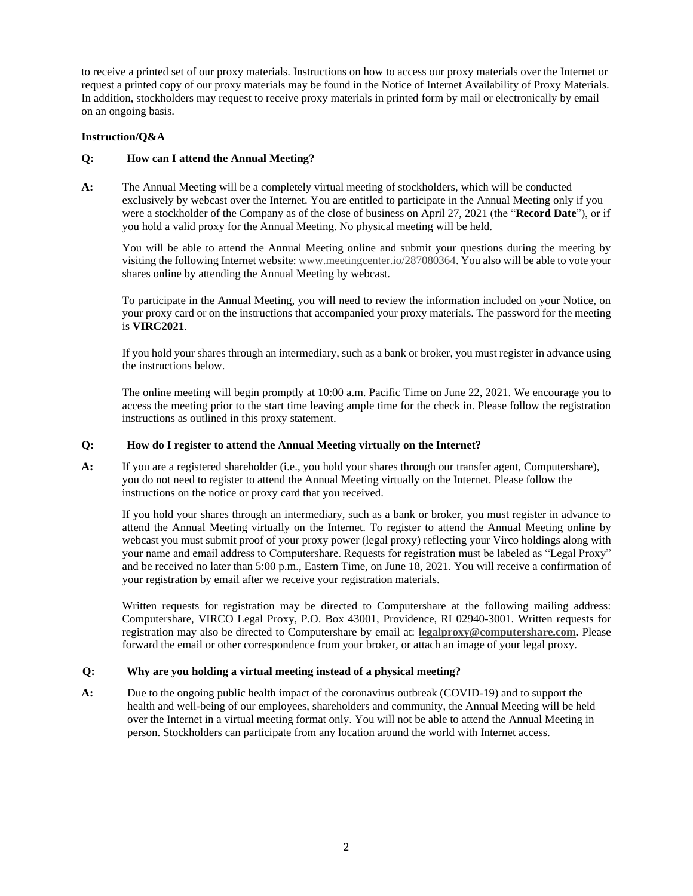to receive a printed set of our proxy materials. Instructions on how to access our proxy materials over the Internet or request a printed copy of our proxy materials may be found in the Notice of Internet Availability of Proxy Materials. In addition, stockholders may request to receive proxy materials in printed form by mail or electronically by email on an ongoing basis.

**Instruction/Q&A**

**Q: How can I attend the Annual Meeting?**

**A:** The Annual Meeting will be a completely virtual meeting of stockholders, which will be conducted exclusively by webcast over the Internet. You are entitled to participate in the Annual Meeting only if you were a stockholder of the Company as of the close of business on April 27, 2021 (the "**Record Date**"), or if you hold a valid proxy for the Annual Meeting. No physical meeting will be held.

You will be able to attend the Annual Meeting online and submit your questions during the meeting by visiting the following Internet website: www.meetingcenter.io/287080364. You also will be able to vote your shares online by attending the Annual Meeting by webcast.

To participate in the Annual Meeting, you will need to review the information included on your Notice, on your proxy card or on the instructions that accompanied your proxy materials. The password for the meeting is **VIRC2021**.

If you hold your shares through an intermediary, such as a bank or broker, you must register in advance using the instructions below.

The online meeting will begin promptly at 10:00 a.m. Pacific Time on June 22, 2021. We encourage you to access the meeting prior to the start time leaving ample time for the check in. Please follow the registration instructions as outlined in this proxy statement.

**Q: How do I register to attend the Annual Meeting virtually on the Internet?**

**A:** If you are a registered shareholder (i.e., you hold your shares through our transfer agent, Computershare), you do not need to register to attend the Annual Meeting virtually on the Internet. Please follow the instructions on the notice or proxy card that you received.

If you hold your shares through an intermediary, such as a bank or broker, you must register in advance to attend the Annual Meeting virtually on the Internet. To register to attend the Annual Meeting online by webcast you must submit proof of your proxy power (legal proxy) reflecting your Virco holdings along with your name and email address to Computershare. Requests for registration must be labeled as "Legal Proxy" and be received no later than 5:00 p.m., Eastern Time, on June 18, 2021. You will receive a confirmation of your registration by email after we receive your registration materials.

Written requests for registration may be directed to Computershare at the following mailing address: Computershare, VIRCO Legal Proxy, P.O. Box 43001, Providence, RI 02940-3001. Written requests for registration may also be directed to Computershare by email at: **legalproxy@computershare.com.** Please forward the email or other correspondence from your broker, or attach an image of your legal proxy.

**Q: Why are you holding a virtual meeting instead of a physical meeting?**

**A:** Due to the ongoing public health impact of the coronavirus outbreak (COVID-19) and to support the health and well-being of our employees, shareholders and community, the Annual Meeting will be held over the Internet in a virtual meeting format only. You will not be able to attend the Annual Meeting in person. Stockholders can participate from any location around the world with Internet access.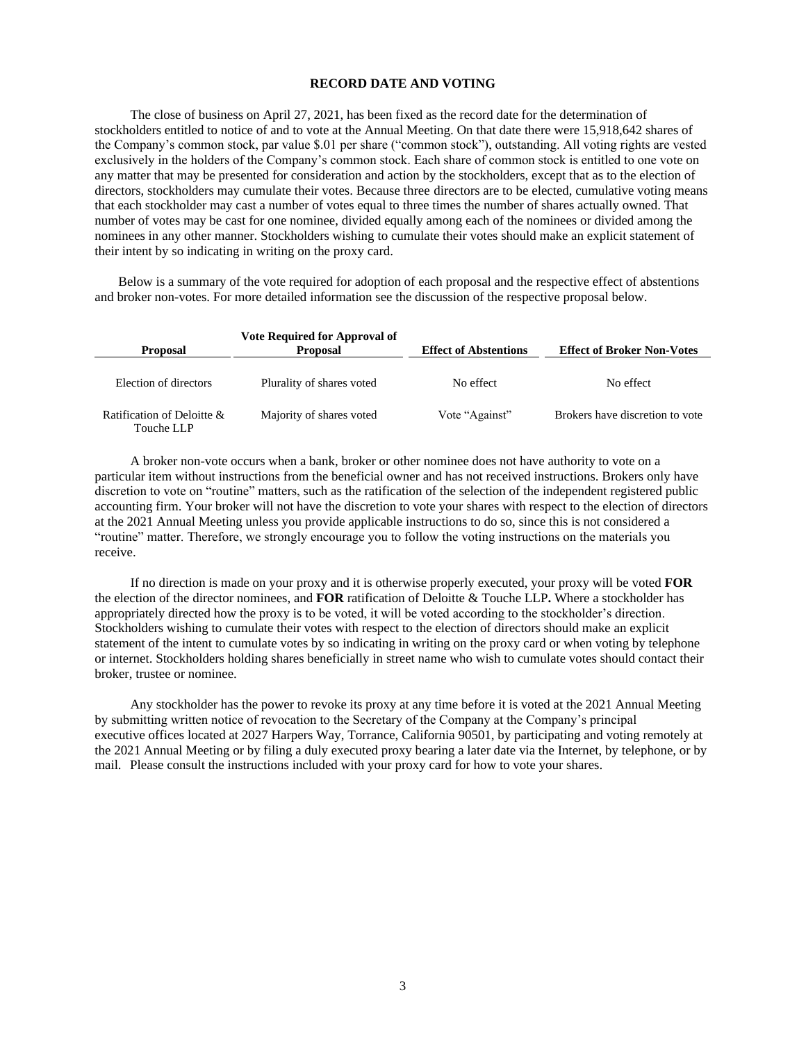## RECORD DATE AND VOTING

The close of business on April 27, 2021, has been fixed as the record date for the determination of stockholders entitled to notice of and to vote at the Annual Meeting. On that date there were 15,918,642 shares of the Company's common stock, par value $.01 per share ("common stock"), outstanding. All voting rights are vested exclusively in the holders of the Company's common stock. Each share of common stock is entitled to one vote on any matter that may be presented for consideration and action by the stockholders, except that as to the election of directors, stockholders may cumulate their votes. Because three directors are to be elected, cumulative voting means that each stockholder may cast a number of votes equal to three times the number of shares actually owned. That number of votes may be cast for one nominee, divided equally among each of the nominees or divided among the nominees in any other manner. Stockholders wishing to cumulate their votes should make an explicit statement of their intent by so indicating in writing on the proxy card.

Below is a summary of the vote required for adoption of each proposal and the respective effect of abstentions and broker non-votes. For more detailed information see the discussion of the respective proposal below.

| Proposal | Vote Required for Approval of Proposal | Effect of Abstentions | Effect of Broker Non-Votes |
|---|---|---|---|
| Election of directors | Plurality of shares voted | No effect | No effect |
| Ratification of Deloitte & Touche LLP | Majority of shares voted | Vote "Against" | Brokers have discretion to vote |

A broker non-vote occurs when a bank, broker or other nominee does not have authority to vote on a particular item without instructions from the beneficial owner and has not received instructions. Brokers only have discretion to vote on "routine" matters, such as the ratification of the selection of the independent registered public accounting firm. Your broker will not have the discretion to vote your shares with respect to the election of directors at the 2021 Annual Meeting unless you provide applicable instructions to do so, since this is not considered a "routine" matter. Therefore, we strongly encourage you to follow the voting instructions on the materials you receive.

If no direction is made on your proxy and it is otherwise properly executed, your proxy will be voted **FOR** the election of the director nominees, and **FOR** ratification of Deloitte & Touche LLP**.** Where a stockholder has appropriately directed how the proxy is to be voted, it will be voted according to the stockholder's direction. Stockholders wishing to cumulate their votes with respect to the election of directors should make an explicit statement of the intent to cumulate votes by so indicating in writing on the proxy card or when voting by telephone or internet. Stockholders holding shares beneficially in street name who wish to cumulate votes should contact their broker, trustee or nominee.

Any stockholder has the power to revoke its proxy at any time before it is voted at the 2021 Annual Meeting by submitting written notice of revocation to the Secretary of the Company at the Company's principal executive offices located at 2027 Harpers Way, Torrance, California 90501, by participating and voting remotely at the 2021 Annual Meeting or by filing a duly executed proxy bearing a later date via the Internet, by telephone, or by mail. Please consult the instructions included with your proxy card for how to vote your shares.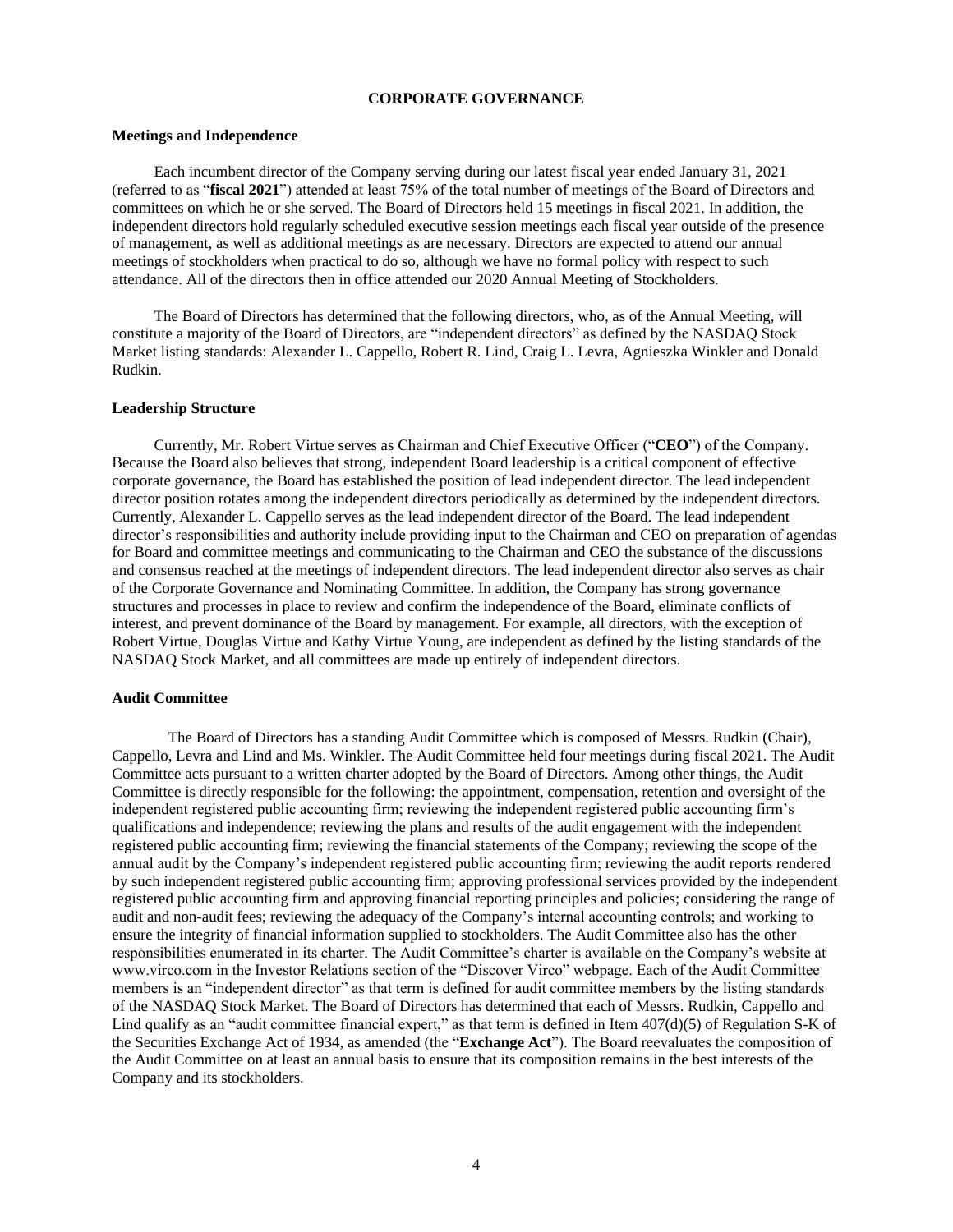# CORPORATE GOVERNANCE

### Meetings and Independence

Each incumbent director of the Company serving during our latest fiscal year ended January 31, 2021 (referred to as "**fiscal 2021**") attended at least 75% of the total number of meetings of the Board of Directors and committees on which he or she served. The Board of Directors held 15 meetings in fiscal 2021. In addition, the independent directors hold regularly scheduled executive session meetings each fiscal year outside of the presence of management, as well as additional meetings as are necessary. Directors are expected to attend our annual meetings of stockholders when practical to do so, although we have no formal policy with respect to such attendance. All of the directors then in office attended our 2020 Annual Meeting of Stockholders.

The Board of Directors has determined that the following directors, who, as of the Annual Meeting, will constitute a majority of the Board of Directors, are "independent directors" as defined by the NASDAQ Stock Market listing standards: Alexander L. Cappello, Robert R. Lind, Craig L. Levra, Agnieszka Winkler and Donald Rudkin.

### Leadership Structure

Currently, Mr. Robert Virtue serves as Chairman and Chief Executive Officer ("**CEO**") of the Company. Because the Board also believes that strong, independent Board leadership is a critical component of effective corporate governance, the Board has established the position of lead independent director. The lead independent director position rotates among the independent directors periodically as determined by the independent directors. Currently, Alexander L. Cappello serves as the lead independent director of the Board. The lead independent director's responsibilities and authority include providing input to the Chairman and CEO on preparation of agendas for Board and committee meetings and communicating to the Chairman and CEO the substance of the discussions and consensus reached at the meetings of independent directors. The lead independent director also serves as chair of the Corporate Governance and Nominating Committee. In addition, the Company has strong governance structures and processes in place to review and confirm the independence of the Board, eliminate conflicts of interest, and prevent dominance of the Board by management. For example, all directors, with the exception of Robert Virtue, Douglas Virtue and Kathy Virtue Young, are independent as defined by the listing standards of the NASDAQ Stock Market, and all committees are made up entirely of independent directors.

### Audit Committee

The Board of Directors has a standing Audit Committee which is composed of Messrs. Rudkin (Chair), Cappello, Levra and Lind and Ms. Winkler. The Audit Committee held four meetings during fiscal 2021. The Audit Committee acts pursuant to a written charter adopted by the Board of Directors. Among other things, the Audit Committee is directly responsible for the following: the appointment, compensation, retention and oversight of the independent registered public accounting firm; reviewing the independent registered public accounting firm's qualifications and independence; reviewing the plans and results of the audit engagement with the independent registered public accounting firm; reviewing the financial statements of the Company; reviewing the scope of the annual audit by the Company's independent registered public accounting firm; reviewing the audit reports rendered by such independent registered public accounting firm; approving professional services provided by the independent registered public accounting firm and approving financial reporting principles and policies; considering the range of audit and non-audit fees; reviewing the adequacy of the Company's internal accounting controls; and working to ensure the integrity of financial information supplied to stockholders. The Audit Committee also has the other responsibilities enumerated in its charter. The Audit Committee's charter is available on the Company's website at www.virco.com in the Investor Relations section of the "Discover Virco" webpage. Each of the Audit Committee members is an "independent director" as that term is defined for audit committee members by the listing standards of the NASDAQ Stock Market. The Board of Directors has determined that each of Messrs. Rudkin, Cappello and Lind qualify as an "audit committee financial expert," as that term is defined in Item 407(d)(5) of Regulation S-K of the Securities Exchange Act of 1934, as amended (the "**Exchange Act**"). The Board reevaluates the composition of the Audit Committee on at least an annual basis to ensure that its composition remains in the best interests of the Company and its stockholders.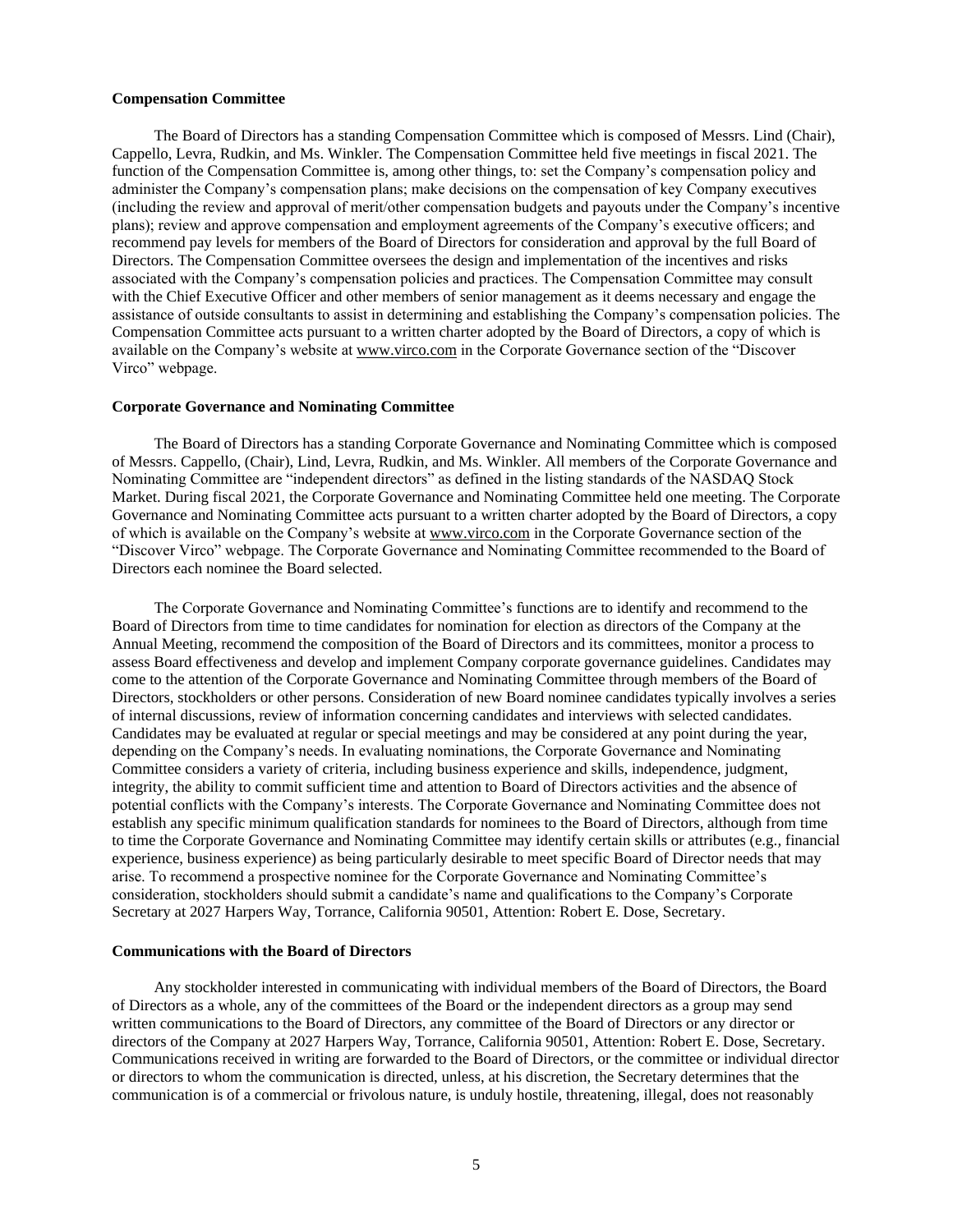**Compensation Committee**

The Board of Directors has a standing Compensation Committee which is composed of Messrs. Lind (Chair), Cappello, Levra, Rudkin, and Ms. Winkler. The Compensation Committee held five meetings in fiscal 2021. The function of the Compensation Committee is, among other things, to: set the Company's compensation policy and administer the Company's compensation plans; make decisions on the compensation of key Company executives (including the review and approval of merit/other compensation budgets and payouts under the Company's incentive plans); review and approve compensation and employment agreements of the Company's executive officers; and recommend pay levels for members of the Board of Directors for consideration and approval by the full Board of Directors. The Compensation Committee oversees the design and implementation of the incentives and risks associated with the Company's compensation policies and practices. The Compensation Committee may consult with the Chief Executive Officer and other members of senior management as it deems necessary and engage the assistance of outside consultants to assist in determining and establishing the Company's compensation policies. The Compensation Committee acts pursuant to a written charter adopted by the Board of Directors, a copy of which is available on the Company's website at www.virco.com in the Corporate Governance section of the "Discover Virco" webpage.

**Corporate Governance and Nominating Committee**

The Board of Directors has a standing Corporate Governance and Nominating Committee which is composed of Messrs. Cappello, (Chair), Lind, Levra, Rudkin, and Ms. Winkler. All members of the Corporate Governance and Nominating Committee are "independent directors" as defined in the listing standards of the NASDAQ Stock Market. During fiscal 2021, the Corporate Governance and Nominating Committee held one meeting. The Corporate Governance and Nominating Committee acts pursuant to a written charter adopted by the Board of Directors, a copy of which is available on the Company's website at www.virco.com in the Corporate Governance section of the "Discover Virco" webpage. The Corporate Governance and Nominating Committee recommended to the Board of Directors each nominee the Board selected.

The Corporate Governance and Nominating Committee's functions are to identify and recommend to the Board of Directors from time to time candidates for nomination for election as directors of the Company at the Annual Meeting, recommend the composition of the Board of Directors and its committees, monitor a process to assess Board effectiveness and develop and implement Company corporate governance guidelines. Candidates may come to the attention of the Corporate Governance and Nominating Committee through members of the Board of Directors, stockholders or other persons. Consideration of new Board nominee candidates typically involves a series of internal discussions, review of information concerning candidates and interviews with selected candidates. Candidates may be evaluated at regular or special meetings and may be considered at any point during the year, depending on the Company's needs. In evaluating nominations, the Corporate Governance and Nominating Committee considers a variety of criteria, including business experience and skills, independence, judgment, integrity, the ability to commit sufficient time and attention to Board of Directors activities and the absence of potential conflicts with the Company's interests. The Corporate Governance and Nominating Committee does not establish any specific minimum qualification standards for nominees to the Board of Directors, although from time to time the Corporate Governance and Nominating Committee may identify certain skills or attributes (e.g., financial experience, business experience) as being particularly desirable to meet specific Board of Director needs that may arise. To recommend a prospective nominee for the Corporate Governance and Nominating Committee's consideration, stockholders should submit a candidate's name and qualifications to the Company's Corporate Secretary at 2027 Harpers Way, Torrance, California 90501, Attention: Robert E. Dose, Secretary.

**Communications with the Board of Directors**

Any stockholder interested in communicating with individual members of the Board of Directors, the Board of Directors as a whole, any of the committees of the Board or the independent directors as a group may send written communications to the Board of Directors, any committee of the Board of Directors or any director or directors of the Company at 2027 Harpers Way, Torrance, California 90501, Attention: Robert E. Dose, Secretary. Communications received in writing are forwarded to the Board of Directors, or the committee or individual director or directors to whom the communication is directed, unless, at his discretion, the Secretary determines that the communication is of a commercial or frivolous nature, is unduly hostile, threatening, illegal, does not reasonably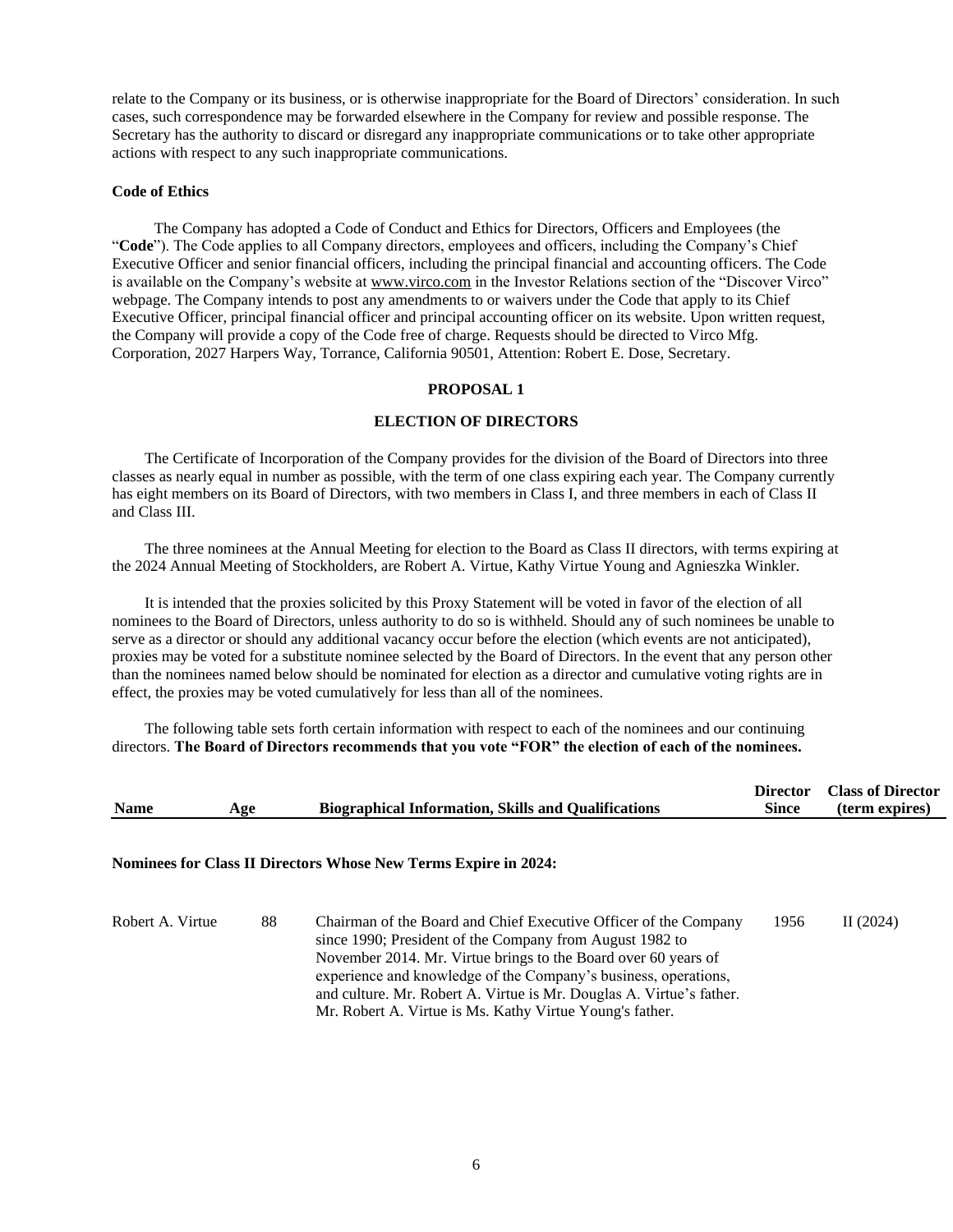relate to the Company or its business, or is otherwise inappropriate for the Board of Directors' consideration. In such cases, such correspondence may be forwarded elsewhere in the Company for review and possible response. The Secretary has the authority to discard or disregard any inappropriate communications or to take other appropriate actions with respect to any such inappropriate communications.

**Code of Ethics**

The Company has adopted a Code of Conduct and Ethics for Directors, Officers and Employees (the "**Code**"). The Code applies to all Company directors, employees and officers, including the Company's Chief Executive Officer and senior financial officers, including the principal financial and accounting officers. The Code is available on the Company's website at www.virco.com in the Investor Relations section of the "Discover Virco" webpage. The Company intends to post any amendments to or waivers under the Code that apply to its Chief Executive Officer, principal financial officer and principal accounting officer on its website. Upon written request, the Company will provide a copy of the Code free of charge. Requests should be directed to Virco Mfg. Corporation, 2027 Harpers Way, Torrance, California 90501, Attention: Robert E. Dose, Secretary.

## PROPOSAL 1

## ELECTION OF DIRECTORS

The Certificate of Incorporation of the Company provides for the division of the Board of Directors into three classes as nearly equal in number as possible, with the term of one class expiring each year. The Company currently has eight members on its Board of Directors, with two members in Class I, and three members in each of Class II and Class III.

The three nominees at the Annual Meeting for election to the Board as Class II directors, with terms expiring at the 2024 Annual Meeting of Stockholders, are Robert A. Virtue, Kathy Virtue Young and Agnieszka Winkler.

It is intended that the proxies solicited by this Proxy Statement will be voted in favor of the election of all nominees to the Board of Directors, unless authority to do so is withheld. Should any of such nominees be unable to serve as a director or should any additional vacancy occur before the election (which events are not anticipated), proxies may be voted for a substitute nominee selected by the Board of Directors. In the event that any person other than the nominees named below should be nominated for election as a director and cumulative voting rights are in effect, the proxies may be voted cumulatively for less than all of the nominees.

The following table sets forth certain information with respect to each of the nominees and our continuing directors. **The Board of Directors recommends that you vote "FOR" the election of each of the nominees.**

| Name | Age | Biographical Information, Skills and Qualifications | Director Since | Class of Director (term expires) |
|---|---|---|---|---|
| **Nominees for Class II Directors Whose New Terms Expire in 2024:** | | | | |
| Robert A. Virtue | 88 | Chairman of the Board and Chief Executive Officer of the Company since 1990; President of the Company from August 1982 to November 2014. Mr. Virtue brings to the Board over 60 years of experience and knowledge of the Company's business, operations, and culture. Mr. Robert A. Virtue is Mr. Douglas A. Virtue's father. Mr. Robert A. Virtue is Ms. Kathy Virtue Young's father. | 1956 | II (2024) |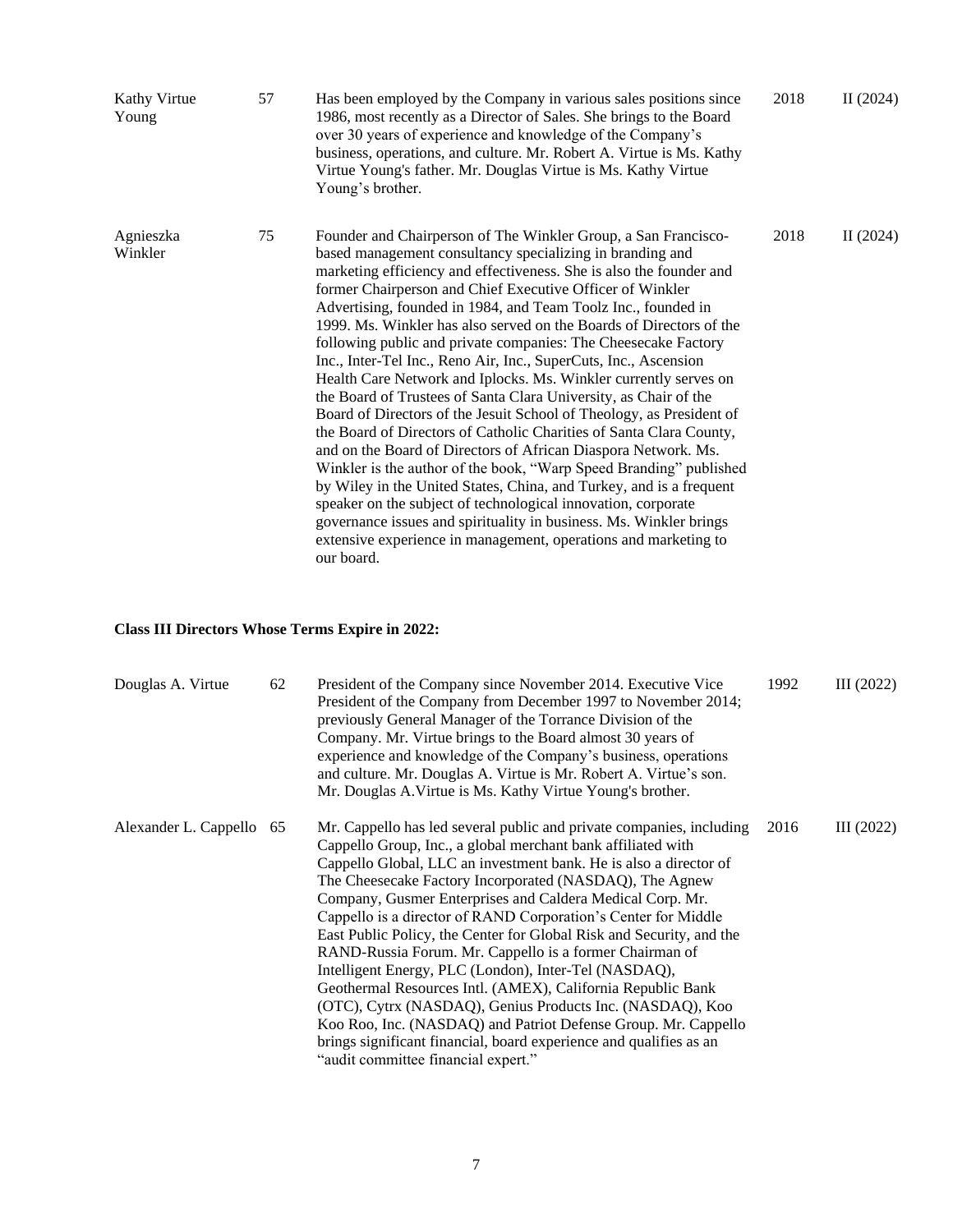| | | | | |
|---|---|---|---|---|
| Kathy Virtue Young | 57 | Has been employed by the Company in various sales positions since 1986, most recently as a Director of Sales. She brings to the Board over 30 years of experience and knowledge of the Company's business, operations, and culture. Mr. Robert A. Virtue is Ms. Kathy Virtue Young's father. Mr. Douglas Virtue is Ms. Kathy Virtue Young's brother. | 2018 | II (2024) |
| Agnieszka Winkler | 75 | Founder and Chairperson of The Winkler Group, a San Francisco-based management consultancy specializing in branding and marketing efficiency and effectiveness. She is also the founder and former Chairperson and Chief Executive Officer of Winkler Advertising, founded in 1984, and Team Toolz Inc., founded in 1999. Ms. Winkler has also served on the Boards of Directors of the following public and private companies: The Cheesecake Factory Inc., Inter-Tel Inc., Reno Air, Inc., SuperCuts, Inc., Ascension Health Care Network and Iplocks. Ms. Winkler currently serves on the Board of Trustees of Santa Clara University, as Chair of the Board of Directors of the Jesuit School of Theology, as President of the Board of Directors of Catholic Charities of Santa Clara County, and on the Board of Directors of African Diaspora Network. Ms. Winkler is the author of the book, "Warp Speed Branding" published by Wiley in the United States, China, and Turkey, and is a frequent speaker on the subject of technological innovation, corporate governance issues and spirituality in business. Ms. Winkler brings extensive experience in management, operations and marketing to our board. | 2018 | II (2024) |

**Class III Directors Whose Terms Expire in 2022:**

| | | | | |
|---|---|---|---|---|
| Douglas A. Virtue | 62 | President of the Company since November 2014. Executive Vice President of the Company from December 1997 to November 2014; previously General Manager of the Torrance Division of the Company. Mr. Virtue brings to the Board almost 30 years of experience and knowledge of the Company's business, operations and culture. Mr. Douglas A. Virtue is Mr. Robert A. Virtue's son. Mr. Douglas A.Virtue is Ms. Kathy Virtue Young's brother. | 1992 | III (2022) |
| Alexander L. Cappello | 65 | Mr. Cappello has led several public and private companies, including Cappello Group, Inc., a global merchant bank affiliated with Cappello Global, LLC an investment bank. He is also a director of The Cheesecake Factory Incorporated (NASDAQ), The Agnew Company, Gusmer Enterprises and Caldera Medical Corp. Mr. Cappello is a director of RAND Corporation's Center for Middle East Public Policy, the Center for Global Risk and Security, and the RAND-Russia Forum. Mr. Cappello is a former Chairman of Intelligent Energy, PLC (London), Inter-Tel (NASDAQ), Geothermal Resources Intl. (AMEX), California Republic Bank (OTC), Cytrx (NASDAQ), Genius Products Inc. (NASDAQ), Koo Koo Roo, Inc. (NASDAQ) and Patriot Defense Group. Mr. Cappello brings significant financial, board experience and qualifies as an "audit committee financial expert." | 2016 | III (2022) |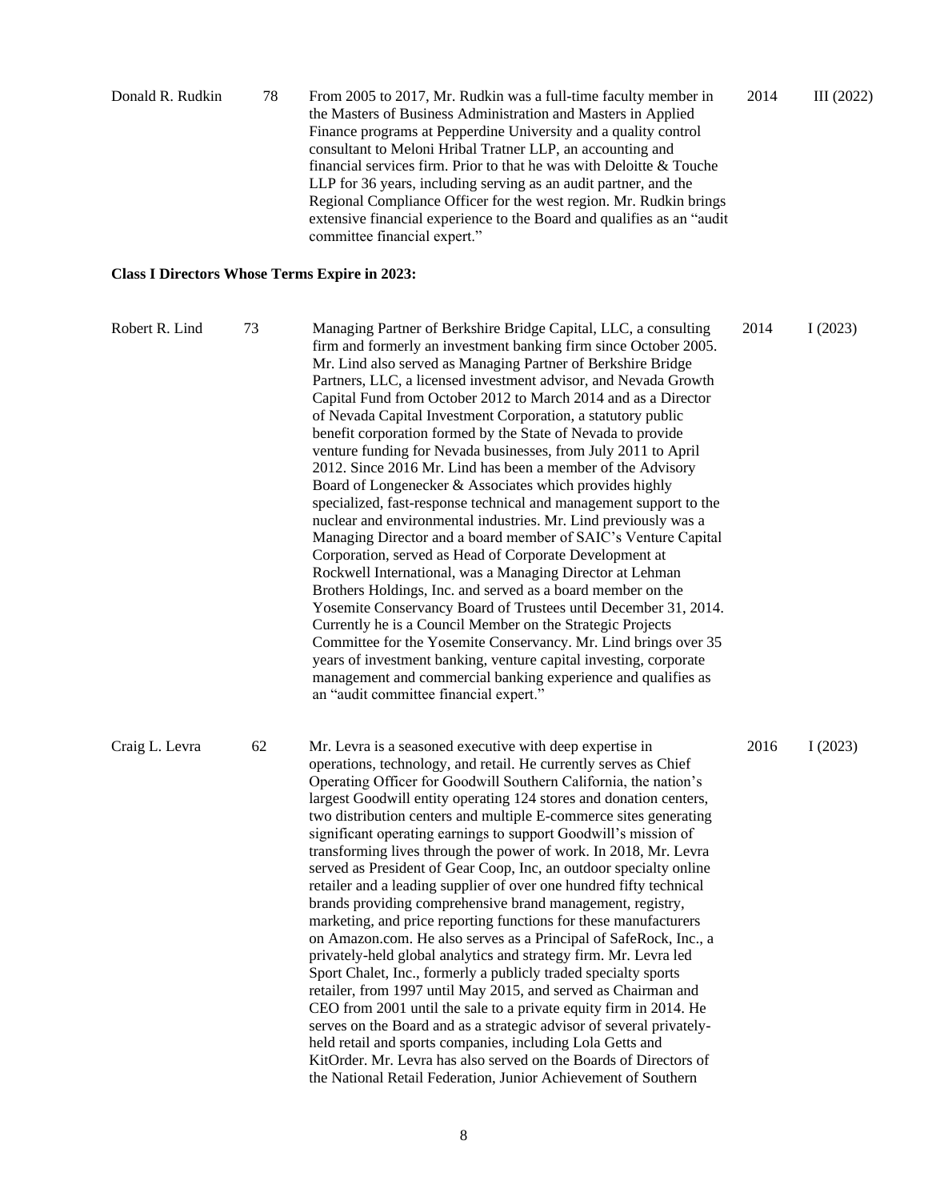| | | | | |
|---|---|---|---|---|
| Donald R. Rudkin | 78 | From 2005 to 2017, Mr. Rudkin was a full-time faculty member in the Masters of Business Administration and Masters in Applied Finance programs at Pepperdine University and a quality control consultant to Meloni Hribal Tratner LLP, an accounting and financial services firm. Prior to that he was with Deloitte & Touche LLP for 36 years, including serving as an audit partner, and the Regional Compliance Officer for the west region. Mr. Rudkin brings extensive financial experience to the Board and qualifies as an "audit committee financial expert." | 2014 | III (2022) |

**Class I Directors Whose Terms Expire in 2023:**

| | | | | |
|---|---|---|---|---|
| Robert R. Lind | 73 | Managing Partner of Berkshire Bridge Capital, LLC, a consulting firm and formerly an investment banking firm since October 2005. Mr. Lind also served as Managing Partner of Berkshire Bridge Partners, LLC, a licensed investment advisor, and Nevada Growth Capital Fund from October 2012 to March 2014 and as a Director of Nevada Capital Investment Corporation, a statutory public benefit corporation formed by the State of Nevada to provide venture funding for Nevada businesses, from July 2011 to April 2012. Since 2016 Mr. Lind has been a member of the Advisory Board of Longenecker & Associates which provides highly specialized, fast-response technical and management support to the nuclear and environmental industries. Mr. Lind previously was a Managing Director and a board member of SAIC's Venture Capital Corporation, served as Head of Corporate Development at Rockwell International, was a Managing Director at Lehman Brothers Holdings, Inc. and served as a board member on the Yosemite Conservancy Board of Trustees until December 31, 2014. Currently he is a Council Member on the Strategic Projects Committee for the Yosemite Conservancy. Mr. Lind brings over 35 years of investment banking, venture capital investing, corporate management and commercial banking experience and qualifies as an "audit committee financial expert." | 2014 | I (2023) |
| Craig L. Levra | 62 | Mr. Levra is a seasoned executive with deep expertise in operations, technology, and retail. He currently serves as Chief Operating Officer for Goodwill Southern California, the nation's largest Goodwill entity operating 124 stores and donation centers, two distribution centers and multiple E-commerce sites generating significant operating earnings to support Goodwill's mission of transforming lives through the power of work. In 2018, Mr. Levra served as President of Gear Coop, Inc, an outdoor specialty online retailer and a leading supplier of over one hundred fifty technical brands providing comprehensive brand management, registry, marketing, and price reporting functions for these manufacturers on Amazon.com. He also serves as a Principal of SafeRock, Inc., a privately-held global analytics and strategy firm. Mr. Levra led Sport Chalet, Inc., formerly a publicly traded specialty sports retailer, from 1997 until May 2015, and served as Chairman and CEO from 2001 until the sale to a private equity firm in 2014. He serves on the Board and as a strategic advisor of several privately-held retail and sports companies, including Lola Getts and KitOrder. Mr. Levra has also served on the Boards of Directors of the National Retail Federation, Junior Achievement of Southern | 2016 | I (2023) |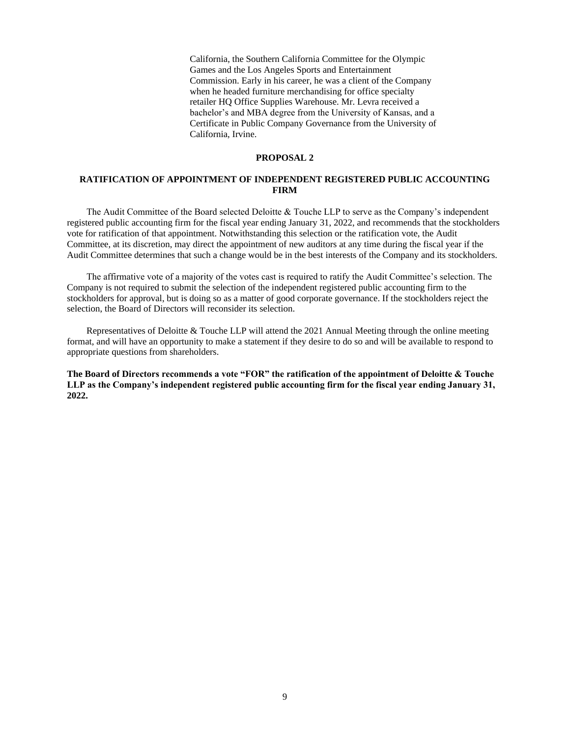California, the Southern California Committee for the Olympic Games and the Los Angeles Sports and Entertainment Commission. Early in his career, he was a client of the Company when he headed furniture merchandising for office specialty retailer HQ Office Supplies Warehouse. Mr. Levra received a bachelor's and MBA degree from the University of Kansas, and a Certificate in Public Company Governance from the University of California, Irvine.

## PROPOSAL 2

## RATIFICATION OF APPOINTMENT OF INDEPENDENT REGISTERED PUBLIC ACCOUNTING FIRM

The Audit Committee of the Board selected Deloitte & Touche LLP to serve as the Company's independent registered public accounting firm for the fiscal year ending January 31, 2022, and recommends that the stockholders vote for ratification of that appointment. Notwithstanding this selection or the ratification vote, the Audit Committee, at its discretion, may direct the appointment of new auditors at any time during the fiscal year if the Audit Committee determines that such a change would be in the best interests of the Company and its stockholders.

The affirmative vote of a majority of the votes cast is required to ratify the Audit Committee's selection. The Company is not required to submit the selection of the independent registered public accounting firm to the stockholders for approval, but is doing so as a matter of good corporate governance. If the stockholders reject the selection, the Board of Directors will reconsider its selection.

Representatives of Deloitte & Touche LLP will attend the 2021 Annual Meeting through the online meeting format, and will have an opportunity to make a statement if they desire to do so and will be available to respond to appropriate questions from shareholders.

**The Board of Directors recommends a vote "FOR" the ratification of the appointment of Deloitte & Touche LLP as the Company's independent registered public accounting firm for the fiscal year ending January 31, 2022.**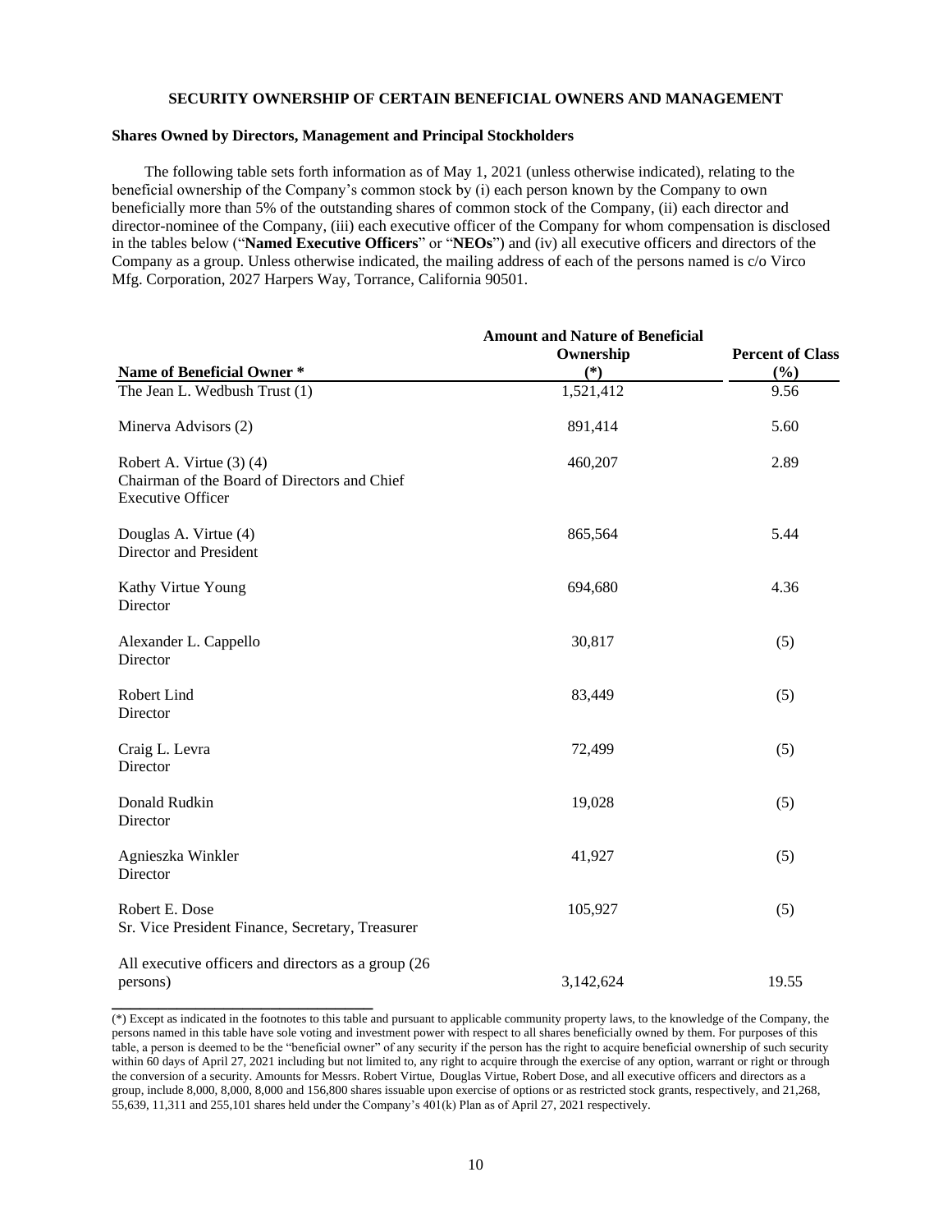## SECURITY OWNERSHIP OF CERTAIN BENEFICIAL OWNERS AND MANAGEMENT

### Shares Owned by Directors, Management and Principal Stockholders

The following table sets forth information as of May 1, 2021 (unless otherwise indicated), relating to the beneficial ownership of the Company's common stock by (i) each person known by the Company to own beneficially more than 5% of the outstanding shares of common stock of the Company, (ii) each director and director-nominee of the Company, (iii) each executive officer of the Company for whom compensation is disclosed in the tables below ("**Named Executive Officers**" or "**NEOs**") and (iv) all executive officers and directors of the Company as a group. Unless otherwise indicated, the mailing address of each of the persons named is c/o Virco Mfg. Corporation, 2027 Harpers Way, Torrance, California 90501.

| Name of Beneficial Owner * | Amount and Nature of Beneficial Ownership (*) | Percent of Class (%) |
|---|---|---|
| The Jean L. Wedbush Trust (1) | 1,521,412 | 9.56 |
| Minerva Advisors (2) | 891,414 | 5.60 |
| Robert A. Virtue (3) (4)<br>Chairman of the Board of Directors and Chief Executive Officer | 460,207 | 2.89 |
| Douglas A. Virtue (4)<br>Director and President | 865,564 | 5.44 |
| Kathy Virtue Young<br>Director | 694,680 | 4.36 |
| Alexander L. Cappello<br>Director | 30,817 | (5) |
| Robert Lind<br>Director | 83,449 | (5) |
| Craig L. Levra<br>Director | 72,499 | (5) |
| Donald Rudkin<br>Director | 19,028 | (5) |
| Agnieszka Winkler<br>Director | 41,927 | (5) |
| Robert E. Dose<br>Sr. Vice President Finance, Secretary, Treasurer | 105,927 | (5) |
| All executive officers and directors as a group (26 persons) | 3,142,624 | 19.55 |

(*) Except as indicated in the footnotes to this table and pursuant to applicable community property laws, to the knowledge of the Company, the persons named in this table have sole voting and investment power with respect to all shares beneficially owned by them. For purposes of this table, a person is deemed to be the "beneficial owner" of any security if the person has the right to acquire beneficial ownership of such security within 60 days of April 27, 2021 including but not limited to, any right to acquire through the exercise of any option, warrant or right or through the conversion of a security. Amounts for Messrs. Robert Virtue, Douglas Virtue, Robert Dose, and all executive officers and directors as a group, include 8,000, 8,000, 8,000 and 156,800 shares issuable upon exercise of options or as restricted stock grants, respectively, and 21,268, 55,639, 11,311 and 255,101 shares held under the Company's 401(k) Plan as of April 27, 2021 respectively.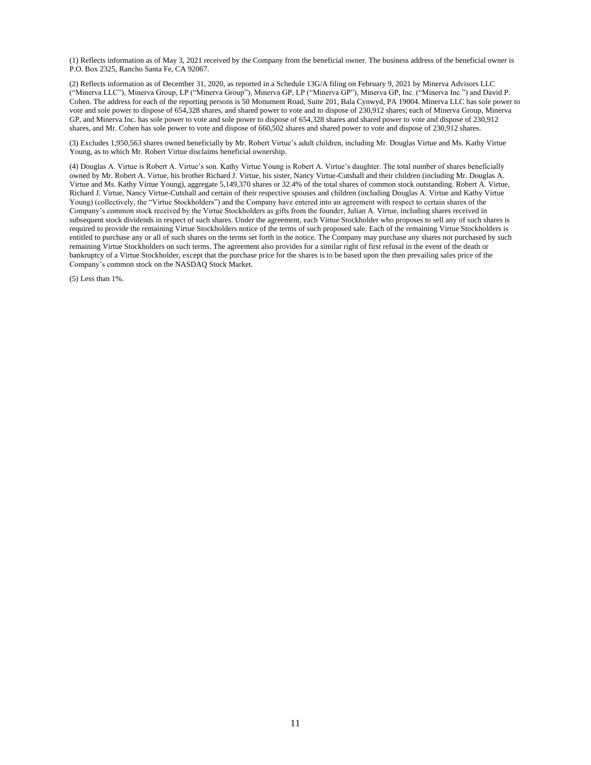(1) Reflects information as of May 3, 2021 received by the Company from the beneficial owner. The business address of the beneficial owner is P.O. Box 2325, Rancho Santa Fe, CA 92067.

(2) Reflects information as of December 31, 2020, as reported in a Schedule 13G/A filing on February 9, 2021 by Minerva Advisors LLC ("Minerva LLC"), Minerva Group, LP ("Minerva Group"), Minerva GP, LP ("Minerva GP"), Minerva GP, Inc. ("Minerva Inc.") and David P. Cohen. The address for each of the reporting persons is 50 Monument Road, Suite 201, Bala Cynwyd, PA 19004. Minerva LLC has sole power to vote and sole power to dispose of 654,328 shares, and shared power to vote and to dispose of 230,912 shares; each of Minerva Group, Minerva GP, and Minerva Inc. has sole power to vote and sole power to dispose of 654,328 shares and shared power to vote and dispose of 230,912 shares, and Mr. Cohen has sole power to vote and dispose of 660,502 shares and shared power to vote and dispose of 230,912 shares.

(3) Excludes 1,950,563 shares owned beneficially by Mr. Robert Virtue's adult children, including Mr. Douglas Virtue and Ms. Kathy Virtue Young, as to which Mr. Robert Virtue disclaims beneficial ownership.

(4) Douglas A. Virtue is Robert A. Virtue's son. Kathy Virtue Young is Robert A. Virtue's daughter. The total number of shares beneficially owned by Mr. Robert A. Virtue, his brother Richard J. Virtue, his sister, Nancy Virtue-Cutshall and their children (including Mr. Douglas A. Virtue and Ms. Kathy Virtue Young), aggregate 5,149,370 shares or 32.4% of the total shares of common stock outstanding. Robert A. Virtue, Richard J. Virtue, Nancy Virtue-Cutshall and certain of their respective spouses and children (including Douglas A. Virtue and Kathy Virtue Young) (collectively, the "Virtue Stockholders") and the Company have entered into an agreement with respect to certain shares of the Company's common stock received by the Virtue Stockholders as gifts from the founder, Julian A. Virtue, including shares received in subsequent stock dividends in respect of such shares. Under the agreement, each Virtue Stockholder who proposes to sell any of such shares is required to provide the remaining Virtue Stockholders notice of the terms of such proposed sale. Each of the remaining Virtue Stockholders is entitled to purchase any or all of such shares on the terms set forth in the notice. The Company may purchase any shares not purchased by such remaining Virtue Stockholders on such terms. The agreement also provides for a similar right of first refusal in the event of the death or bankruptcy of a Virtue Stockholder, except that the purchase price for the shares is to be based upon the then prevailing sales price of the Company's common stock on the NASDAQ Stock Market.

(5) Less than 1%.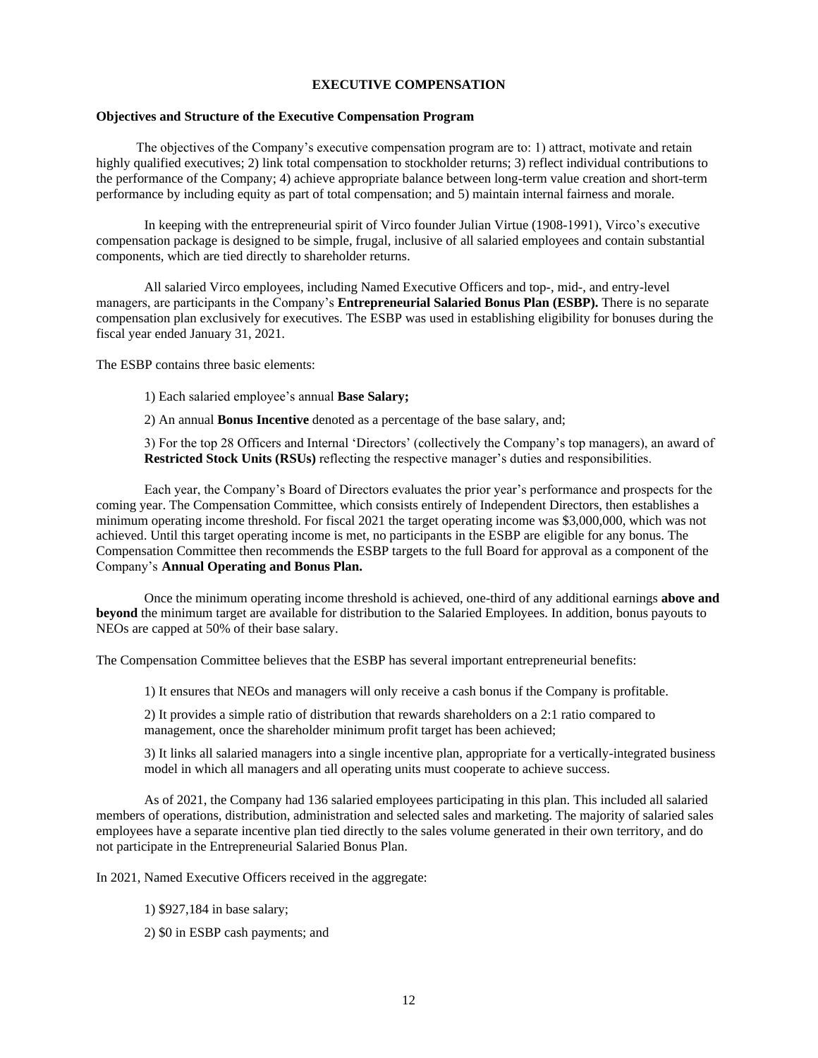# EXECUTIVE COMPENSATION

### Objectives and Structure of the Executive Compensation Program

The objectives of the Company's executive compensation program are to: 1) attract, motivate and retain highly qualified executives; 2) link total compensation to stockholder returns; 3) reflect individual contributions to the performance of the Company; 4) achieve appropriate balance between long-term value creation and short-term performance by including equity as part of total compensation; and 5) maintain internal fairness and morale.

In keeping with the entrepreneurial spirit of Virco founder Julian Virtue (1908-1991), Virco's executive compensation package is designed to be simple, frugal, inclusive of all salaried employees and contain substantial components, which are tied directly to shareholder returns.

All salaried Virco employees, including Named Executive Officers and top-, mid-, and entry-level managers, are participants in the Company's **Entrepreneurial Salaried Bonus Plan (ESBP).** There is no separate compensation plan exclusively for executives. The ESBP was used in establishing eligibility for bonuses during the fiscal year ended January 31, 2021.

The ESBP contains three basic elements:

1) Each salaried employee's annual **Base Salary;**

2) An annual **Bonus Incentive** denoted as a percentage of the base salary, and;

3) For the top 28 Officers and Internal 'Directors' (collectively the Company's top managers), an award of **Restricted Stock Units (RSUs)** reflecting the respective manager's duties and responsibilities.

Each year, the Company's Board of Directors evaluates the prior year's performance and prospects for the coming year. The Compensation Committee, which consists entirely of Independent Directors, then establishes a minimum operating income threshold. For fiscal 2021 the target operating income was $3,000,000, which was not achieved. Until this target operating income is met, no participants in the ESBP are eligible for any bonus. The Compensation Committee then recommends the ESBP targets to the full Board for approval as a component of the Company's **Annual Operating and Bonus Plan.**

Once the minimum operating income threshold is achieved, one-third of any additional earnings **above and beyond** the minimum target are available for distribution to the Salaried Employees. In addition, bonus payouts to NEOs are capped at 50% of their base salary.

The Compensation Committee believes that the ESBP has several important entrepreneurial benefits:

1) It ensures that NEOs and managers will only receive a cash bonus if the Company is profitable.

2) It provides a simple ratio of distribution that rewards shareholders on a 2:1 ratio compared to management, once the shareholder minimum profit target has been achieved;

3) It links all salaried managers into a single incentive plan, appropriate for a vertically-integrated business model in which all managers and all operating units must cooperate to achieve success.

As of 2021, the Company had 136 salaried employees participating in this plan. This included all salaried members of operations, distribution, administration and selected sales and marketing. The majority of salaried sales employees have a separate incentive plan tied directly to the sales volume generated in their own territory, and do not participate in the Entrepreneurial Salaried Bonus Plan.

In 2021, Named Executive Officers received in the aggregate:

1) $927,184 in base salary;

2) $0 in ESBP cash payments; and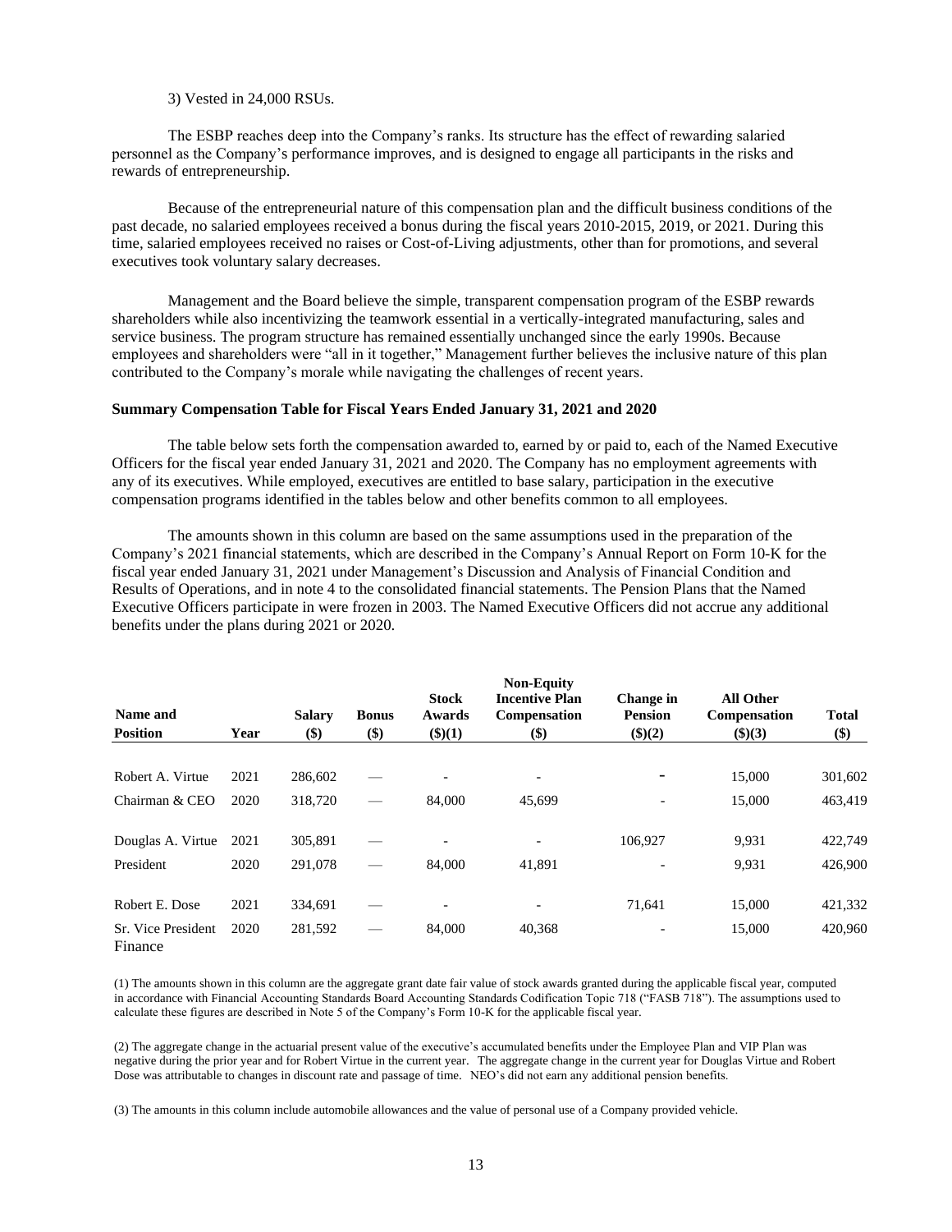3) Vested in 24,000 RSUs.

The ESBP reaches deep into the Company's ranks. Its structure has the effect of rewarding salaried personnel as the Company's performance improves, and is designed to engage all participants in the risks and rewards of entrepreneurship.

Because of the entrepreneurial nature of this compensation plan and the difficult business conditions of the past decade, no salaried employees received a bonus during the fiscal years 2010-2015, 2019, or 2021. During this time, salaried employees received no raises or Cost-of-Living adjustments, other than for promotions, and several executives took voluntary salary decreases.

Management and the Board believe the simple, transparent compensation program of the ESBP rewards shareholders while also incentivizing the teamwork essential in a vertically-integrated manufacturing, sales and service business. The program structure has remained essentially unchanged since the early 1990s. Because employees and shareholders were "all in it together," Management further believes the inclusive nature of this plan contributed to the Company's morale while navigating the challenges of recent years.

**Summary Compensation Table for Fiscal Years Ended January 31, 2021 and 2020**

The table below sets forth the compensation awarded to, earned by or paid to, each of the Named Executive Officers for the fiscal year ended January 31, 2021 and 2020. The Company has no employment agreements with any of its executives. While employed, executives are entitled to base salary, participation in the executive compensation programs identified in the tables below and other benefits common to all employees.

The amounts shown in this column are based on the same assumptions used in the preparation of the Company's 2021 financial statements, which are described in the Company's Annual Report on Form 10-K for the fiscal year ended January 31, 2021 under Management's Discussion and Analysis of Financial Condition and Results of Operations, and in note 4 to the consolidated financial statements. The Pension Plans that the Named Executive Officers participate in were frozen in 2003. The Named Executive Officers did not accrue any additional benefits under the plans during 2021 or 2020.

| Name and Position | Year | Salary ($) | Bonus ($) | Stock Awards ($)(1) | Non-Equity Incentive Plan Compensation ($) | Change in Pension ($)(2) | All Other Compensation ($)(3) | Total ($) |
|---|---|---|---|---|---|---|---|---|
| Robert A. Virtue | 2021 | 286,602 | — | - | - | - | 15,000 | 301,602 |
| Chairman & CEO | 2020 | 318,720 | — | 84,000 | 45,699 | - | 15,000 | 463,419 |
| Douglas A. Virtue | 2021 | 305,891 | — | - | - | 106,927 | 9,931 | 422,749 |
| President | 2020 | 291,078 | — | 84,000 | 41,891 | - | 9,931 | 426,900 |
| Robert E. Dose | 2021 | 334,691 | — | - | - | 71,641 | 15,000 | 421,332 |
| Sr. Vice President Finance | 2020 | 281,592 | — | 84,000 | 40,368 | - | 15,000 | 420,960 |

(1) The amounts shown in this column are the aggregate grant date fair value of stock awards granted during the applicable fiscal year, computed in accordance with Financial Accounting Standards Board Accounting Standards Codification Topic 718 ("FASB 718"). The assumptions used to calculate these figures are described in Note 5 of the Company's Form 10-K for the applicable fiscal year.

(2) The aggregate change in the actuarial present value of the executive's accumulated benefits under the Employee Plan and VIP Plan was negative during the prior year and for Robert Virtue in the current year. The aggregate change in the current year for Douglas Virtue and Robert Dose was attributable to changes in discount rate and passage of time. NEO's did not earn any additional pension benefits.

(3) The amounts in this column include automobile allowances and the value of personal use of a Company provided vehicle.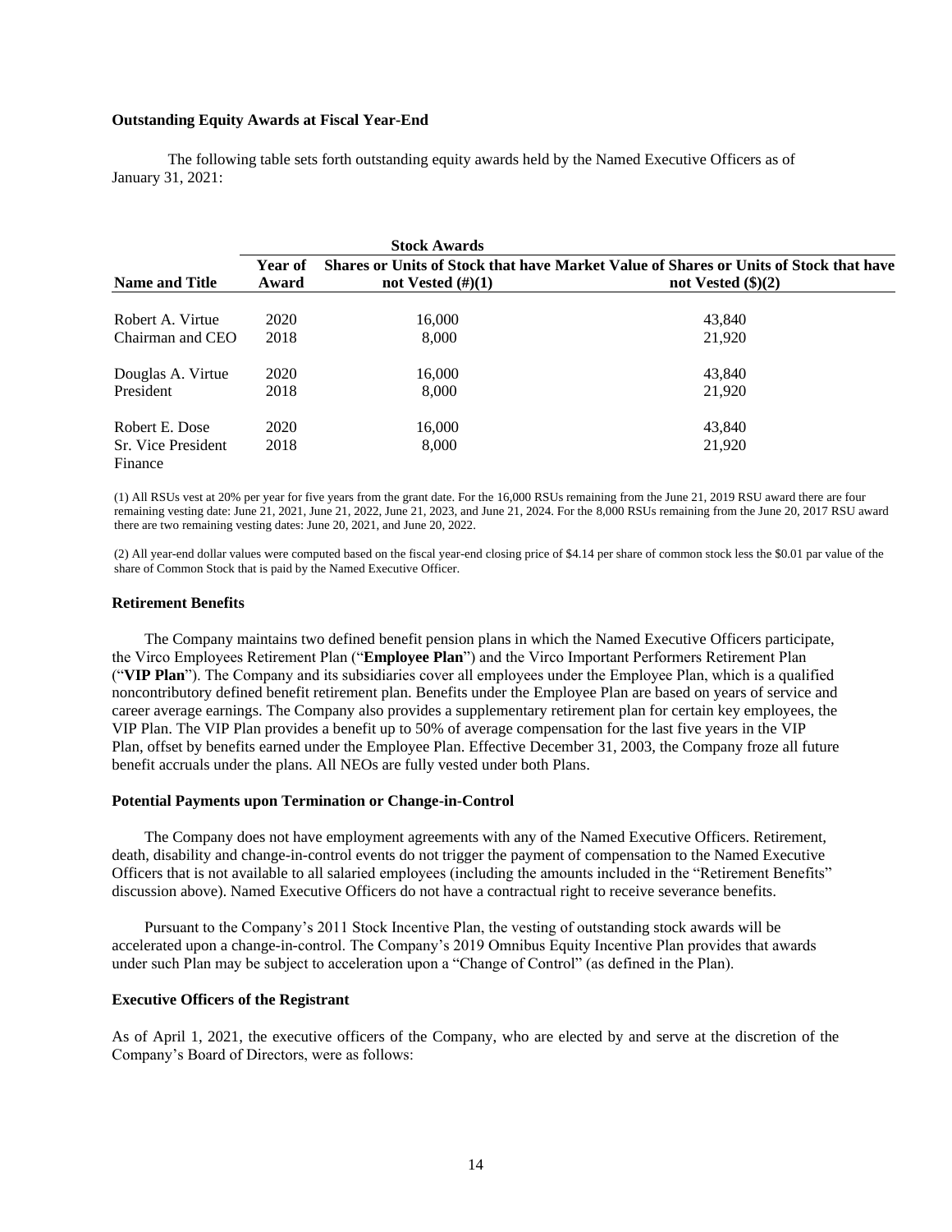### Outstanding Equity Awards at Fiscal Year-End

The following table sets forth outstanding equity awards held by the Named Executive Officers as of January 31, 2021:

| | | Stock Awards | |
|---|---|---|---|
| **Name and Title** | **Year of Award** | **Shares or Units of Stock that have not Vested (#)(1)** | **Market Value of Shares or Units of Stock that have not Vested ($)(2)** |
| Robert A. Virtue | 2020 | 16,000 | 43,840 |
| Chairman and CEO | 2018 | 8,000 | 21,920 |
| Douglas A. Virtue | 2020 | 16,000 | 43,840 |
| President | 2018 | 8,000 | 21,920 |
| Robert E. Dose | 2020 | 16,000 | 43,840 |
| Sr. Vice President Finance | 2018 | 8,000 | 21,920 |

(1) All RSUs vest at 20% per year for five years from the grant date. For the 16,000 RSUs remaining from the June 21, 2019 RSU award there are four remaining vesting date: June 21, 2021, June 21, 2022, June 21, 2023, and June 21, 2024. For the 8,000 RSUs remaining from the June 20, 2017 RSU award there are two remaining vesting dates: June 20, 2021, and June 20, 2022.

(2) All year-end dollar values were computed based on the fiscal year-end closing price of $4.14 per share of common stock less the $0.01 par value of the share of Common Stock that is paid by the Named Executive Officer.

### Retirement Benefits

The Company maintains two defined benefit pension plans in which the Named Executive Officers participate, the Virco Employees Retirement Plan ("**Employee Plan**") and the Virco Important Performers Retirement Plan ("**VIP Plan**"). The Company and its subsidiaries cover all employees under the Employee Plan, which is a qualified noncontributory defined benefit retirement plan. Benefits under the Employee Plan are based on years of service and career average earnings. The Company also provides a supplementary retirement plan for certain key employees, the VIP Plan. The VIP Plan provides a benefit up to 50% of average compensation for the last five years in the VIP Plan, offset by benefits earned under the Employee Plan. Effective December 31, 2003, the Company froze all future benefit accruals under the plans. All NEOs are fully vested under both Plans.

### Potential Payments upon Termination or Change-in-Control

The Company does not have employment agreements with any of the Named Executive Officers. Retirement, death, disability and change-in-control events do not trigger the payment of compensation to the Named Executive Officers that is not available to all salaried employees (including the amounts included in the "Retirement Benefits" discussion above). Named Executive Officers do not have a contractual right to receive severance benefits.

Pursuant to the Company's 2011 Stock Incentive Plan, the vesting of outstanding stock awards will be accelerated upon a change-in-control. The Company's 2019 Omnibus Equity Incentive Plan provides that awards under such Plan may be subject to acceleration upon a "Change of Control" (as defined in the Plan).

### Executive Officers of the Registrant

As of April 1, 2021, the executive officers of the Company, who are elected by and serve at the discretion of the Company's Board of Directors, were as follows: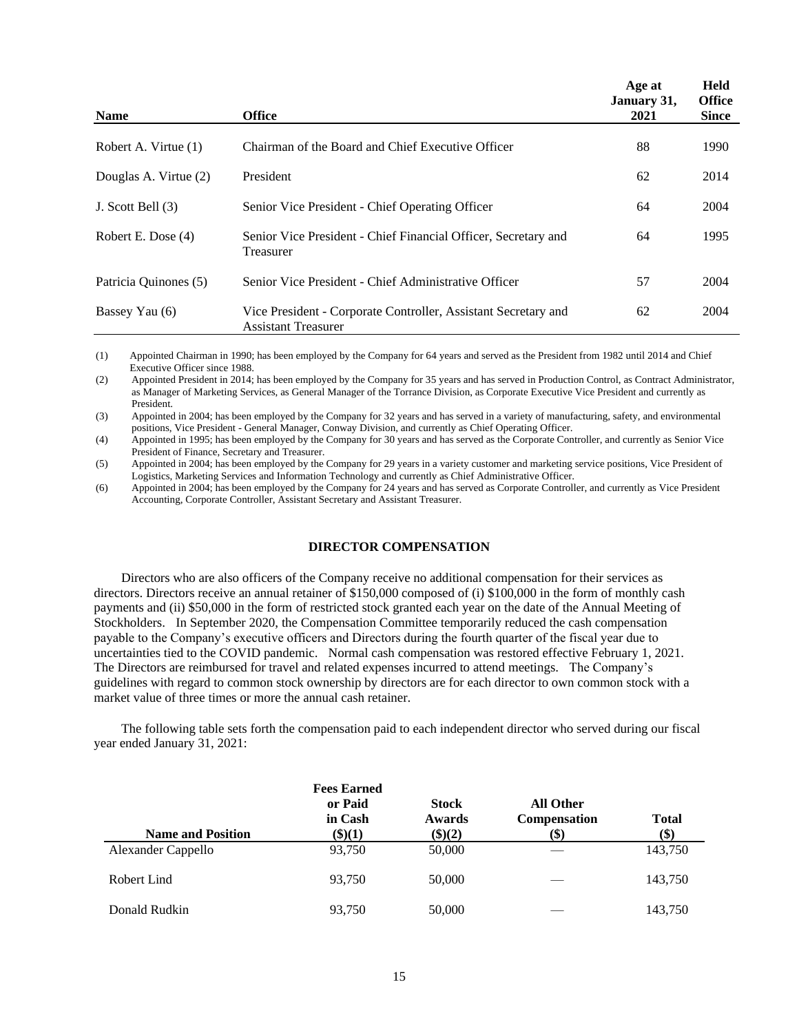| Name | Office | Age at January 31, 2021 | Held Office Since |
|---|---|---|---|
| Robert A. Virtue (1) | Chairman of the Board and Chief Executive Officer | 88 | 1990 |
| Douglas A. Virtue (2) | President | 62 | 2014 |
| J. Scott Bell (3) | Senior Vice President - Chief Operating Officer | 64 | 2004 |
| Robert E. Dose (4) | Senior Vice President - Chief Financial Officer, Secretary and Treasurer | 64 | 1995 |
| Patricia Quinones (5) | Senior Vice President - Chief Administrative Officer | 57 | 2004 |
| Bassey Yau (6) | Vice President - Corporate Controller, Assistant Secretary and Assistant Treasurer | 62 | 2004 |

(1) Appointed Chairman in 1990; has been employed by the Company for 64 years and served as the President from 1982 until 2014 and Chief Executive Officer since 1988.

(2) Appointed President in 2014; has been employed by the Company for 35 years and has served in Production Control, as Contract Administrator, as Manager of Marketing Services, as General Manager of the Torrance Division, as Corporate Executive Vice President and currently as President.

(3) Appointed in 2004; has been employed by the Company for 32 years and has served in a variety of manufacturing, safety, and environmental positions, Vice President - General Manager, Conway Division, and currently as Chief Operating Officer.

(4) Appointed in 1995; has been employed by the Company for 30 years and has served as the Corporate Controller, and currently as Senior Vice President of Finance, Secretary and Treasurer.

(5) Appointed in 2004; has been employed by the Company for 29 years in a variety customer and marketing service positions, Vice President of Logistics, Marketing Services and Information Technology and currently as Chief Administrative Officer.

(6) Appointed in 2004; has been employed by the Company for 24 years and has served as Corporate Controller, and currently as Vice President Accounting, Corporate Controller, Assistant Secretary and Assistant Treasurer.

## DIRECTOR COMPENSATION

Directors who are also officers of the Company receive no additional compensation for their services as directors. Directors receive an annual retainer of $150,000 composed of (i) $100,000 in the form of monthly cash payments and (ii) $50,000 in the form of restricted stock granted each year on the date of the Annual Meeting of Stockholders. In September 2020, the Compensation Committee temporarily reduced the cash compensation payable to the Company's executive officers and Directors during the fourth quarter of the fiscal year due to uncertainties tied to the COVID pandemic. Normal cash compensation was restored effective February 1, 2021. The Directors are reimbursed for travel and related expenses incurred to attend meetings. The Company's guidelines with regard to common stock ownership by directors are for each director to own common stock with a market value of three times or more the annual cash retainer.

The following table sets forth the compensation paid to each independent director who served during our fiscal year ended January 31, 2021:

| Name and Position | Fees Earned or Paid in Cash ($)(1) | Stock Awards ($)(2) | All Other Compensation ($) | Total ($) |
|---|---|---|---|---|
| Alexander Cappello | 93,750 | 50,000 | — | 143,750 |
| Robert Lind | 93,750 | 50,000 | — | 143,750 |
| Donald Rudkin | 93,750 | 50,000 | — | 143,750 |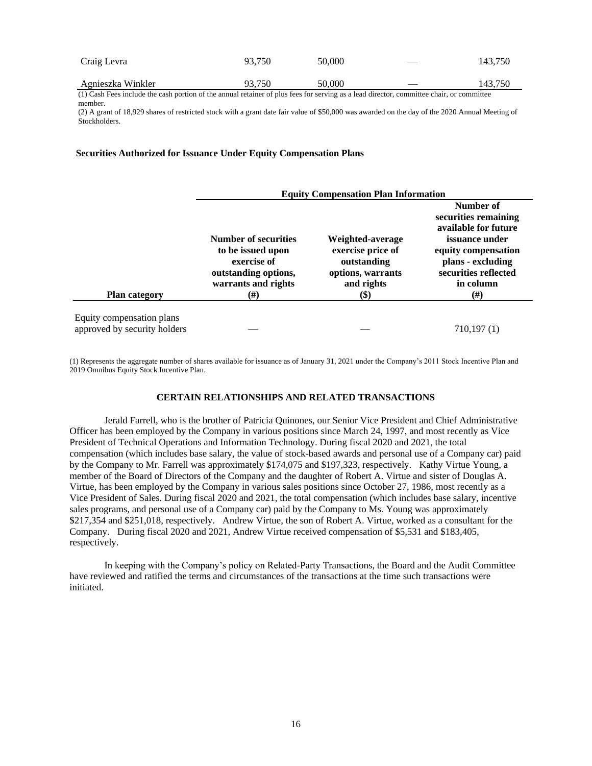| Craig Levra | 93,750 | 50,000 | — | 143,750 |
|---|---|---|---|---|
| Agnieszka Winkler | 93,750 | 50,000 | — | 143,750 |

(1) Cash Fees include the cash portion of the annual retainer of plus fees for serving as a lead director, committee chair, or committee member.

(2) A grant of 18,929 shares of restricted stock with a grant date fair value of $50,000 was awarded on the day of the 2020 Annual Meeting of Stockholders.

**Securities Authorized for Issuance Under Equity Compensation Plans**

| | **Equity Compensation Plan Information** | | |
|---|---|---|---|
| **Plan category** | **Number of securities to be issued upon exercise of outstanding options, warrants and rights (#)** | **Weighted-average exercise price of outstanding options, warrants and rights ($)** | **Number of securities remaining available for future issuance under equity compensation plans - excluding securities reflected in column (#)** |
| Equity compensation plans approved by security holders | — | — | 710,197 (1) |

(1) Represents the aggregate number of shares available for issuance as of January 31, 2021 under the Company's 2011 Stock Incentive Plan and 2019 Omnibus Equity Stock Incentive Plan.

## CERTAIN RELATIONSHIPS AND RELATED TRANSACTIONS

Jerald Farrell, who is the brother of Patricia Quinones, our Senior Vice President and Chief Administrative Officer has been employed by the Company in various positions since March 24, 1997, and most recently as Vice President of Technical Operations and Information Technology. During fiscal 2020 and 2021, the total compensation (which includes base salary, the value of stock-based awards and personal use of a Company car) paid by the Company to Mr. Farrell was approximately $174,075 and $197,323, respectively. Kathy Virtue Young, a member of the Board of Directors of the Company and the daughter of Robert A. Virtue and sister of Douglas A. Virtue, has been employed by the Company in various sales positions since October 27, 1986, most recently as a Vice President of Sales. During fiscal 2020 and 2021, the total compensation (which includes base salary, incentive sales programs, and personal use of a Company car) paid by the Company to Ms. Young was approximately $217,354 and $251,018, respectively. Andrew Virtue, the son of Robert A. Virtue, worked as a consultant for the Company. During fiscal 2020 and 2021, Andrew Virtue received compensation of $5,531 and $183,405, respectively.

In keeping with the Company's policy on Related-Party Transactions, the Board and the Audit Committee have reviewed and ratified the terms and circumstances of the transactions at the time such transactions were initiated.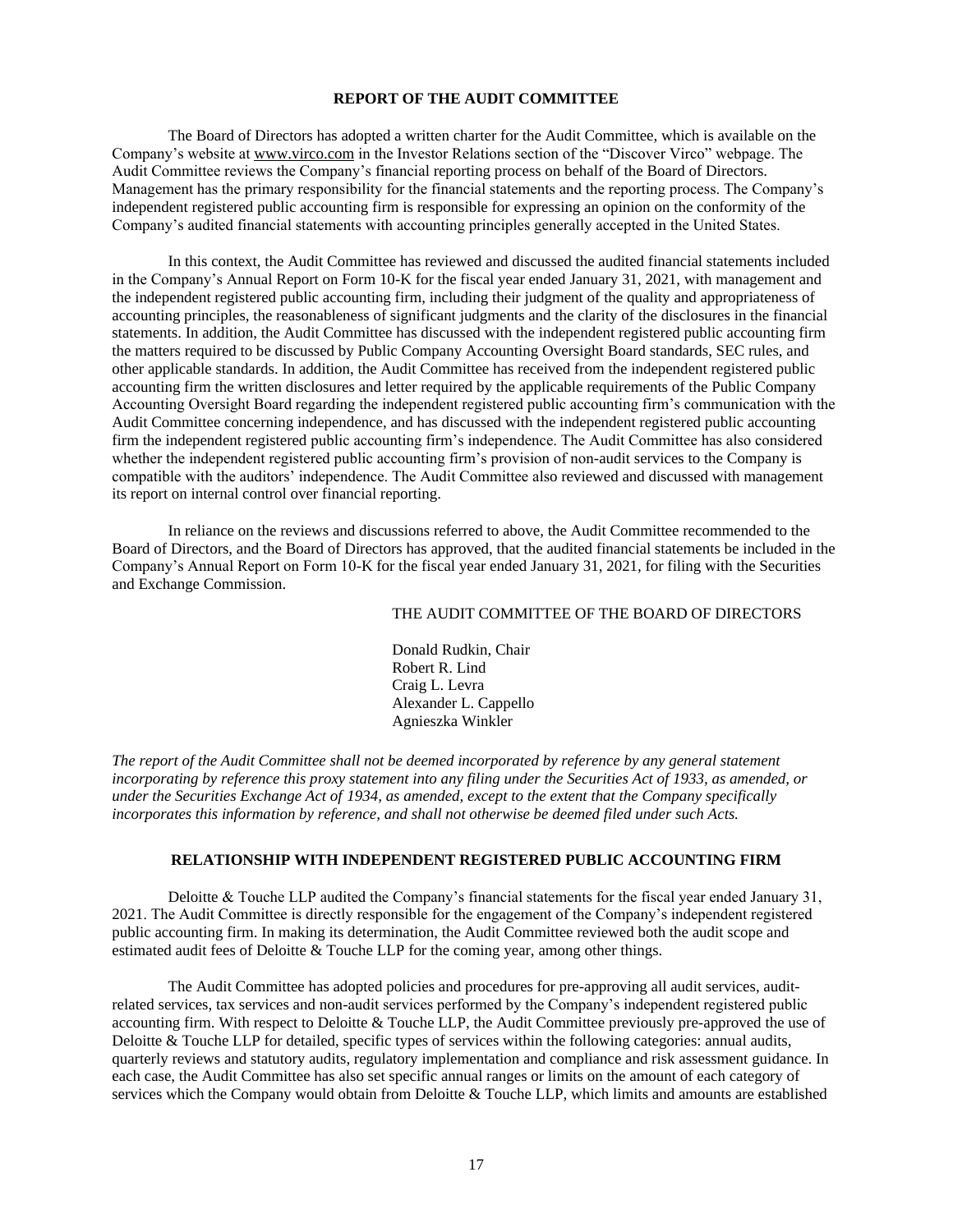## REPORT OF THE AUDIT COMMITTEE

The Board of Directors has adopted a written charter for the Audit Committee, which is available on the Company's website at www.virco.com in the Investor Relations section of the "Discover Virco" webpage. The Audit Committee reviews the Company's financial reporting process on behalf of the Board of Directors. Management has the primary responsibility for the financial statements and the reporting process. The Company's independent registered public accounting firm is responsible for expressing an opinion on the conformity of the Company's audited financial statements with accounting principles generally accepted in the United States.

In this context, the Audit Committee has reviewed and discussed the audited financial statements included in the Company's Annual Report on Form 10-K for the fiscal year ended January 31, 2021, with management and the independent registered public accounting firm, including their judgment of the quality and appropriateness of accounting principles, the reasonableness of significant judgments and the clarity of the disclosures in the financial statements. In addition, the Audit Committee has discussed with the independent registered public accounting firm the matters required to be discussed by Public Company Accounting Oversight Board standards, SEC rules, and other applicable standards. In addition, the Audit Committee has received from the independent registered public accounting firm the written disclosures and letter required by the applicable requirements of the Public Company Accounting Oversight Board regarding the independent registered public accounting firm's communication with the Audit Committee concerning independence, and has discussed with the independent registered public accounting firm the independent registered public accounting firm's independence. The Audit Committee has also considered whether the independent registered public accounting firm's provision of non-audit services to the Company is compatible with the auditors' independence. The Audit Committee also reviewed and discussed with management its report on internal control over financial reporting.

In reliance on the reviews and discussions referred to above, the Audit Committee recommended to the Board of Directors, and the Board of Directors has approved, that the audited financial statements be included in the Company's Annual Report on Form 10-K for the fiscal year ended January 31, 2021, for filing with the Securities and Exchange Commission.

THE AUDIT COMMITTEE OF THE BOARD OF DIRECTORS

Donald Rudkin, Chair
Robert R. Lind
Craig L. Levra
Alexander L. Cappello
Agnieszka Winkler

*The report of the Audit Committee shall not be deemed incorporated by reference by any general statement incorporating by reference this proxy statement into any filing under the Securities Act of 1933, as amended, or under the Securities Exchange Act of 1934, as amended, except to the extent that the Company specifically incorporates this information by reference, and shall not otherwise be deemed filed under such Acts.*

## RELATIONSHIP WITH INDEPENDENT REGISTERED PUBLIC ACCOUNTING FIRM

Deloitte & Touche LLP audited the Company's financial statements for the fiscal year ended January 31, 2021. The Audit Committee is directly responsible for the engagement of the Company's independent registered public accounting firm. In making its determination, the Audit Committee reviewed both the audit scope and estimated audit fees of Deloitte & Touche LLP for the coming year, among other things.

The Audit Committee has adopted policies and procedures for pre-approving all audit services, audit-related services, tax services and non-audit services performed by the Company's independent registered public accounting firm. With respect to Deloitte & Touche LLP, the Audit Committee previously pre-approved the use of Deloitte & Touche LLP for detailed, specific types of services within the following categories: annual audits, quarterly reviews and statutory audits, regulatory implementation and compliance and risk assessment guidance. In each case, the Audit Committee has also set specific annual ranges or limits on the amount of each category of services which the Company would obtain from Deloitte & Touche LLP, which limits and amounts are established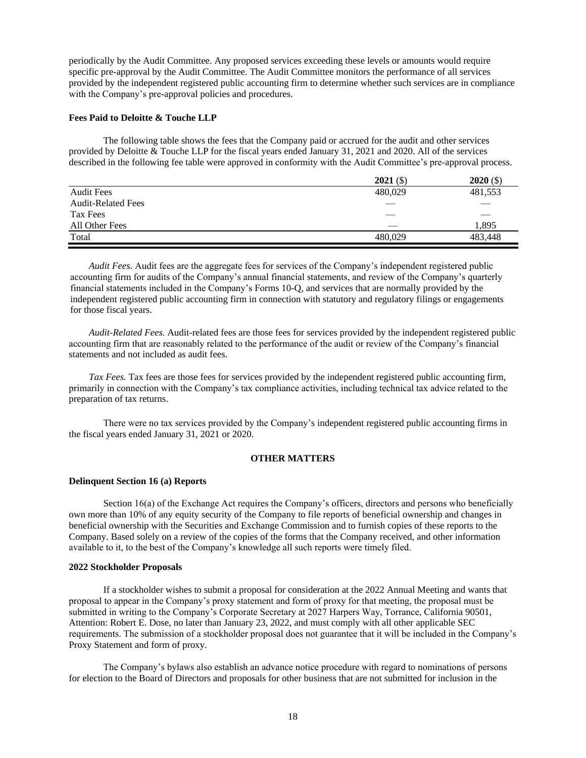periodically by the Audit Committee. Any proposed services exceeding these levels or amounts would require specific pre-approval by the Audit Committee. The Audit Committee monitors the performance of all services provided by the independent registered public accounting firm to determine whether such services are in compliance with the Company's pre-approval policies and procedures.

**Fees Paid to Deloitte & Touche LLP**

The following table shows the fees that the Company paid or accrued for the audit and other services provided by Deloitte & Touche LLP for the fiscal years ended January 31, 2021 and 2020. All of the services described in the following fee table were approved in conformity with the Audit Committee's pre-approval process.

| | **2021** ($) | **2020** ($) |
|---|---|---|
| Audit Fees | 480,029 | 481,553 |
| Audit-Related Fees | — | — |
| Tax Fees | — | — |
| All Other Fees | — | 1,895 |
| Total | 480,029 | 483,448 |

*Audit Fees.* Audit fees are the aggregate fees for services of the Company's independent registered public accounting firm for audits of the Company's annual financial statements, and review of the Company's quarterly financial statements included in the Company's Forms 10-Q, and services that are normally provided by the independent registered public accounting firm in connection with statutory and regulatory filings or engagements for those fiscal years.

*Audit-Related Fees.* Audit-related fees are those fees for services provided by the independent registered public accounting firm that are reasonably related to the performance of the audit or review of the Company's financial statements and not included as audit fees.

*Tax Fees.* Tax fees are those fees for services provided by the independent registered public accounting firm, primarily in connection with the Company's tax compliance activities, including technical tax advice related to the preparation of tax returns.

There were no tax services provided by the Company's independent registered public accounting firms in the fiscal years ended January 31, 2021 or 2020.

## OTHER MATTERS

**Delinquent Section 16 (a) Reports**

Section 16(a) of the Exchange Act requires the Company's officers, directors and persons who beneficially own more than 10% of any equity security of the Company to file reports of beneficial ownership and changes in beneficial ownership with the Securities and Exchange Commission and to furnish copies of these reports to the Company. Based solely on a review of the copies of the forms that the Company received, and other information available to it, to the best of the Company's knowledge all such reports were timely filed.

**2022 Stockholder Proposals**

If a stockholder wishes to submit a proposal for consideration at the 2022 Annual Meeting and wants that proposal to appear in the Company's proxy statement and form of proxy for that meeting, the proposal must be submitted in writing to the Company's Corporate Secretary at 2027 Harpers Way, Torrance, California 90501, Attention: Robert E. Dose, no later than January 23, 2022, and must comply with all other applicable SEC requirements. The submission of a stockholder proposal does not guarantee that it will be included in the Company's Proxy Statement and form of proxy.

The Company's bylaws also establish an advance notice procedure with regard to nominations of persons for election to the Board of Directors and proposals for other business that are not submitted for inclusion in the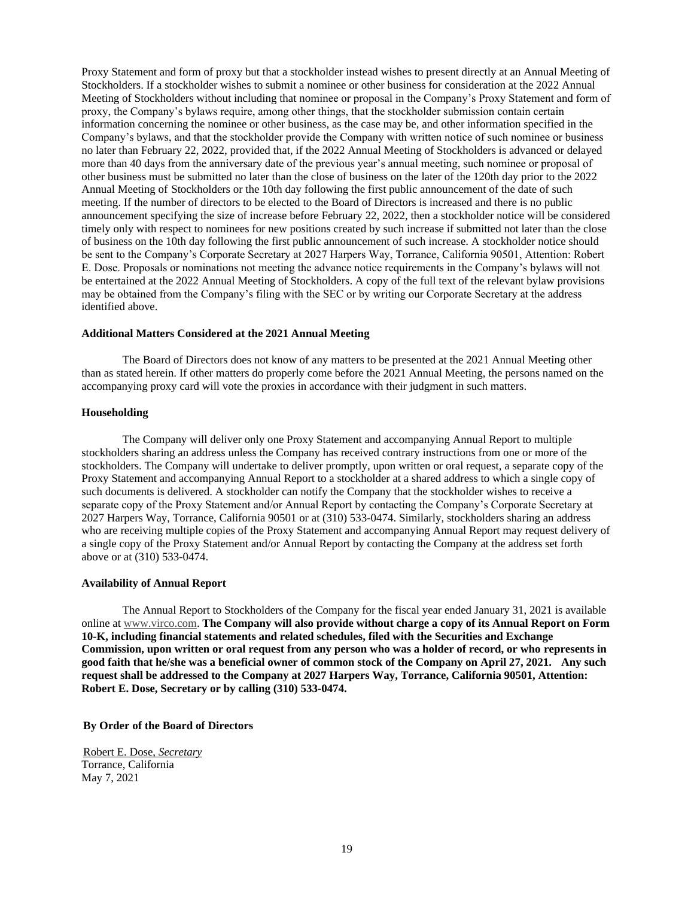Proxy Statement and form of proxy but that a stockholder instead wishes to present directly at an Annual Meeting of Stockholders. If a stockholder wishes to submit a nominee or other business for consideration at the 2022 Annual Meeting of Stockholders without including that nominee or proposal in the Company's Proxy Statement and form of proxy, the Company's bylaws require, among other things, that the stockholder submission contain certain information concerning the nominee or other business, as the case may be, and other information specified in the Company's bylaws, and that the stockholder provide the Company with written notice of such nominee or business no later than February 22, 2022, provided that, if the 2022 Annual Meeting of Stockholders is advanced or delayed more than 40 days from the anniversary date of the previous year's annual meeting, such nominee or proposal of other business must be submitted no later than the close of business on the later of the 120th day prior to the 2022 Annual Meeting of Stockholders or the 10th day following the first public announcement of the date of such meeting. If the number of directors to be elected to the Board of Directors is increased and there is no public announcement specifying the size of increase before February 22, 2022, then a stockholder notice will be considered timely only with respect to nominees for new positions created by such increase if submitted not later than the close of business on the 10th day following the first public announcement of such increase. A stockholder notice should be sent to the Company's Corporate Secretary at 2027 Harpers Way, Torrance, California 90501, Attention: Robert E. Dose. Proposals or nominations not meeting the advance notice requirements in the Company's bylaws will not be entertained at the 2022 Annual Meeting of Stockholders. A copy of the full text of the relevant bylaw provisions may be obtained from the Company's filing with the SEC or by writing our Corporate Secretary at the address identified above.

**Additional Matters Considered at the 2021 Annual Meeting**

The Board of Directors does not know of any matters to be presented at the 2021 Annual Meeting other than as stated herein. If other matters do properly come before the 2021 Annual Meeting, the persons named on the accompanying proxy card will vote the proxies in accordance with their judgment in such matters.

**Householding**

The Company will deliver only one Proxy Statement and accompanying Annual Report to multiple stockholders sharing an address unless the Company has received contrary instructions from one or more of the stockholders. The Company will undertake to deliver promptly, upon written or oral request, a separate copy of the Proxy Statement and accompanying Annual Report to a stockholder at a shared address to which a single copy of such documents is delivered. A stockholder can notify the Company that the stockholder wishes to receive a separate copy of the Proxy Statement and/or Annual Report by contacting the Company's Corporate Secretary at 2027 Harpers Way, Torrance, California 90501 or at (310) 533-0474. Similarly, stockholders sharing an address who are receiving multiple copies of the Proxy Statement and accompanying Annual Report may request delivery of a single copy of the Proxy Statement and/or Annual Report by contacting the Company at the address set forth above or at (310) 533-0474.

**Availability of Annual Report**

The Annual Report to Stockholders of the Company for the fiscal year ended January 31, 2021 is available online at www.virco.com. **The Company will also provide without charge a copy of its Annual Report on Form 10-K, including financial statements and related schedules, filed with the Securities and Exchange Commission, upon written or oral request from any person who was a holder of record, or who represents in good faith that he/she was a beneficial owner of common stock of the Company on April 27, 2021. Any such request shall be addressed to the Company at 2027 Harpers Way, Torrance, California 90501, Attention: Robert E. Dose, Secretary or by calling (310) 533-0474.**

**By Order of the Board of Directors**

Robert E. Dose, *Secretary*
Torrance, California
May 7, 2021